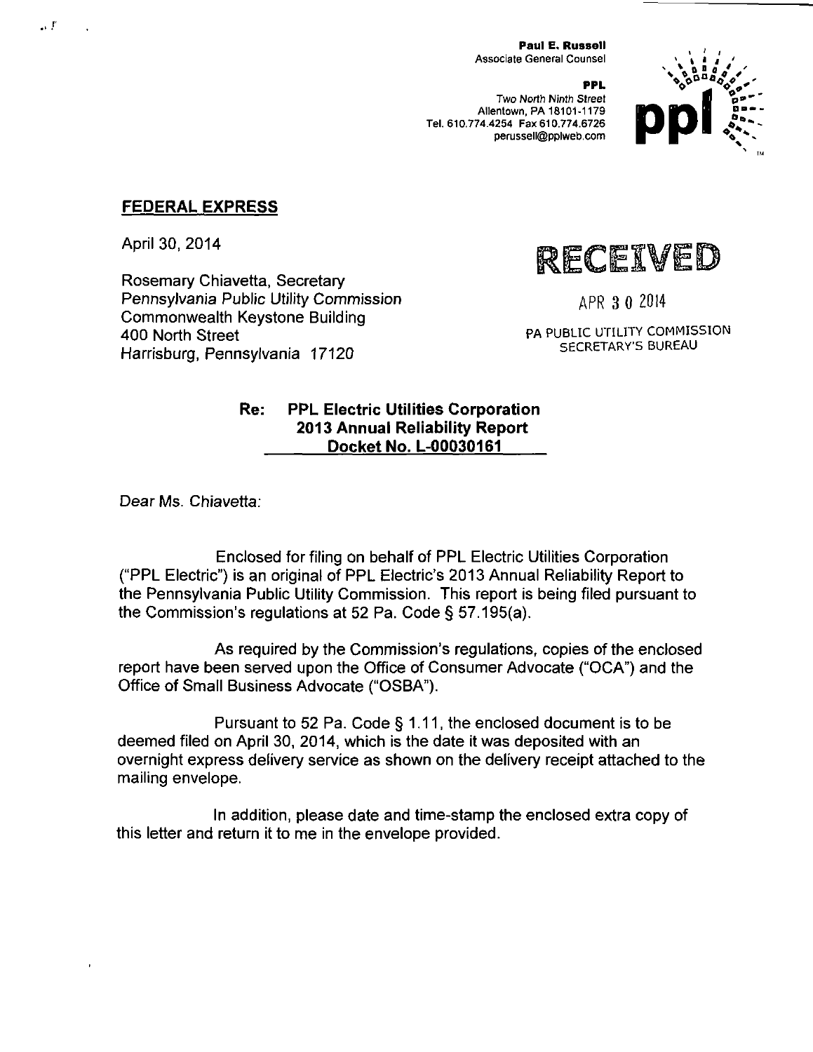**Paul E. Russell**
Associate General Counsel

**PPL**
Two North Ninth Street
Allentown, PA 18101-1179
Tel. 610.774.4254 Fax 610.774.6726
perussell@pplweb.com

**FEDERAL EXPRESS**

April 30, 2014

RECEIVED

APR 30 2014

PA PUBLIC UTILITY COMMISSION
SECRETARY'S BUREAU

Rosemary Chiavetta, Secretary
Pennsylvania Public Utility Commission
Commonwealth Keystone Building
400 North Street
Harrisburg, Pennsylvania 17120

**Re: PPL Electric Utilities Corporation**
**2013 Annual Reliability Report**
**Docket No. L-00030161**

Dear Ms. Chiavetta:

Enclosed for filing on behalf of PPL Electric Utilities Corporation ("PPL Electric") is an original of PPL Electric's 2013 Annual Reliability Report to the Pennsylvania Public Utility Commission. This report is being filed pursuant to the Commission's regulations at 52 Pa. Code § 57.195(a).

As required by the Commission's regulations, copies of the enclosed report have been served upon the Office of Consumer Advocate ("OCA") and the Office of Small Business Advocate ("OSBA").

Pursuant to 52 Pa. Code § 1.11, the enclosed document is to be deemed filed on April 30, 2014, which is the date it was deposited with an overnight express delivery service as shown on the delivery receipt attached to the mailing envelope.

In addition, please date and time-stamp the enclosed extra copy of this letter and return it to me in the envelope provided.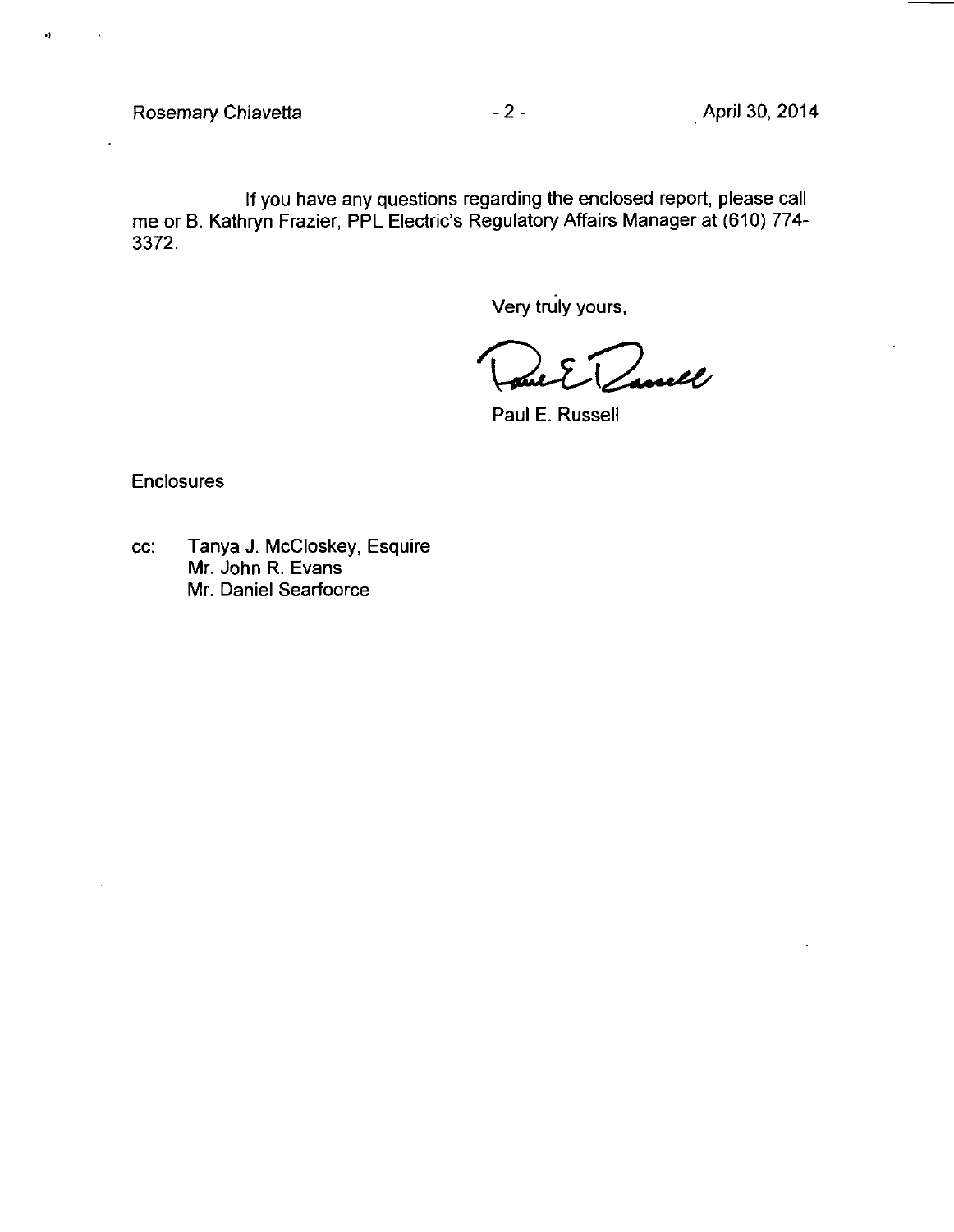If you have any questions regarding the enclosed report, please call me or B. Kathryn Frazier, PPL Electric's Regulatory Affairs Manager at (610) 774-3372.

Very truly yours,

Paul E. Russell

Enclosures

cc: Tanya J. McCloskey, Esquire
Mr. John R. Evans
Mr. Daniel Searfoorce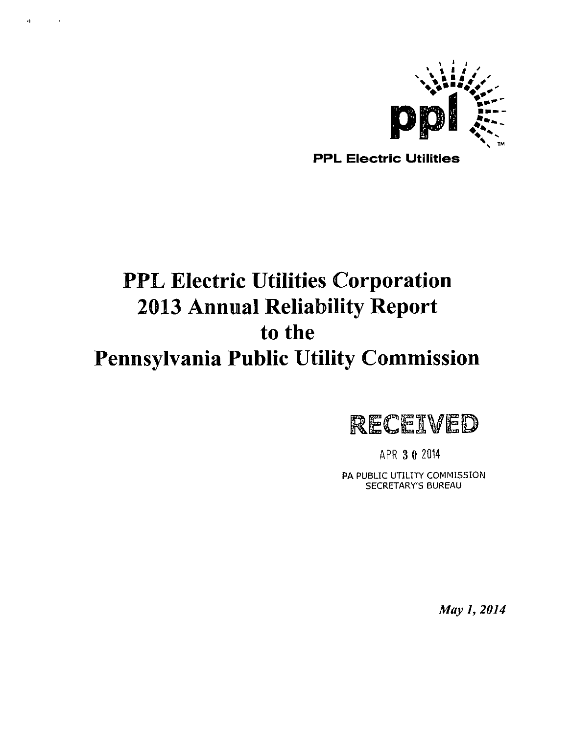PPL Electric Utilities

# PPL Electric Utilities Corporation 2013 Annual Reliability Report to the Pennsylvania Public Utility Commission

RECEIVED

APR 30 2014

PA PUBLIC UTILITY COMMISSION
SECRETARY'S BUREAU

*May 1, 2014*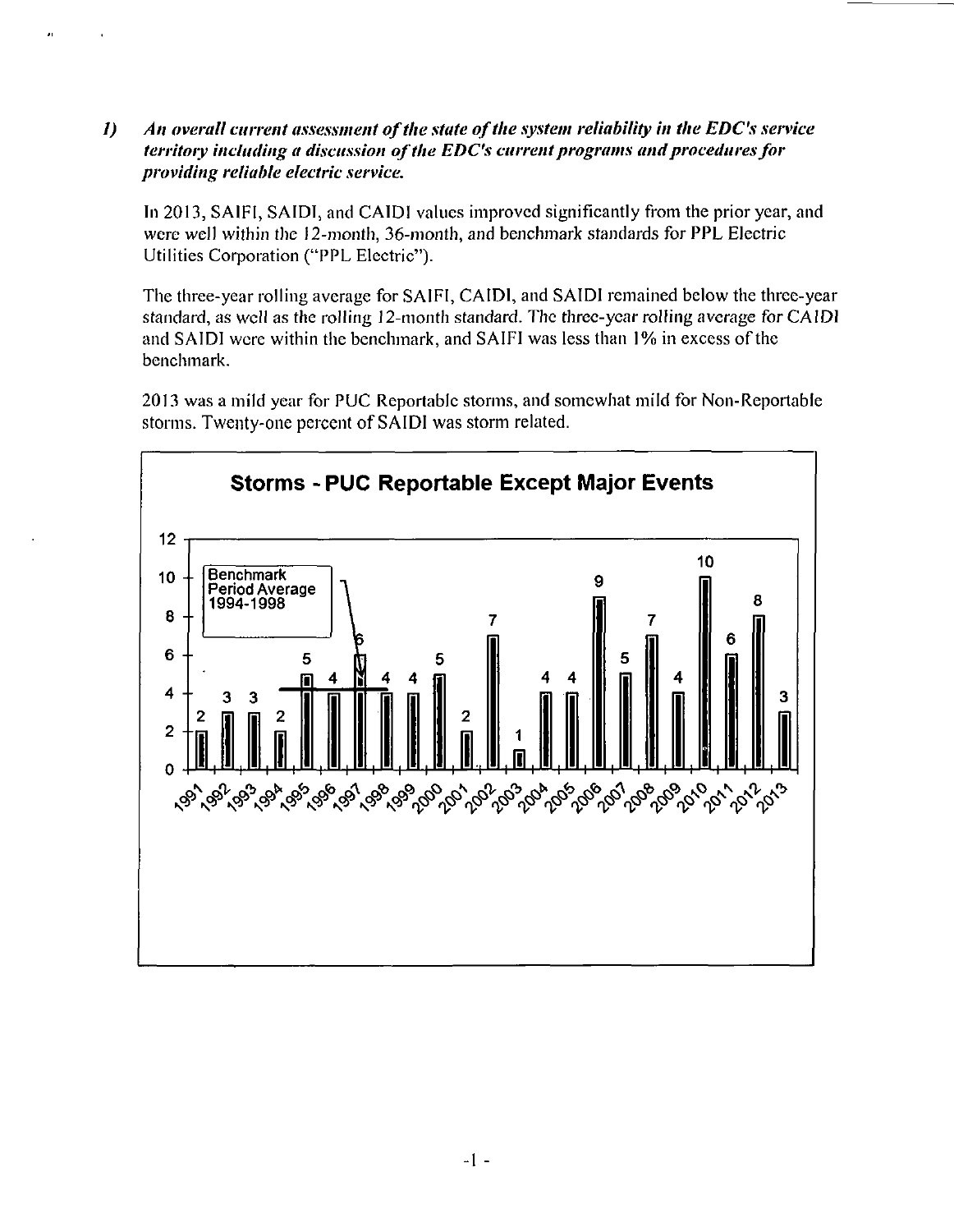## 1) *An overall current assessment of the state of the system reliability in the EDC's service territory including a discussion of the EDC's current programs and procedures for providing reliable electric service.*

In 2013, SAIFI, SAIDI, and CAIDI values improved significantly from the prior year, and were well within the 12-month, 36-month, and benchmark standards for PPL Electric Utilities Corporation ("PPL Electric").

The three-year rolling average for SAIFI, CAIDI, and SAIDI remained below the three-year standard, as well as the rolling 12-month standard. The three-year rolling average for CAIDI and SAIDI were within the benchmark, and SAIFI was less than 1% in excess of the benchmark.

2013 was a mild year for PUC Reportable storms, and somewhat mild for Non-Reportable storms. Twenty-one percent of SAIDI was storm related.

**Storms - PUC Reportable Except Major Events**

Benchmark Period Average 1994-1998

| Year | Storms |
|---|---|
| 1991 | 2 |
| 1992 | 3 |
| 1993 | 3 |
| 1994 | 2 |
| 1995 | 5 |
| 1996 | 4 |
| 1997 | 6 |
| 1998 | 4 |
| 1999 | 4 |
| 2000 | 5 |
| 2001 | 2 |
| 2002 | 7 |
| 2003 | 1 |
| 2004 | 4 |
| 2005 | 4 |
| 2006 | 9 |
| 2007 | 5 |
| 2008 | 7 |
| 2009 | 4 |
| 2010 | 10 |
| 2011 | 6 |
| 2012 | 8 |
| 2013 | 3 |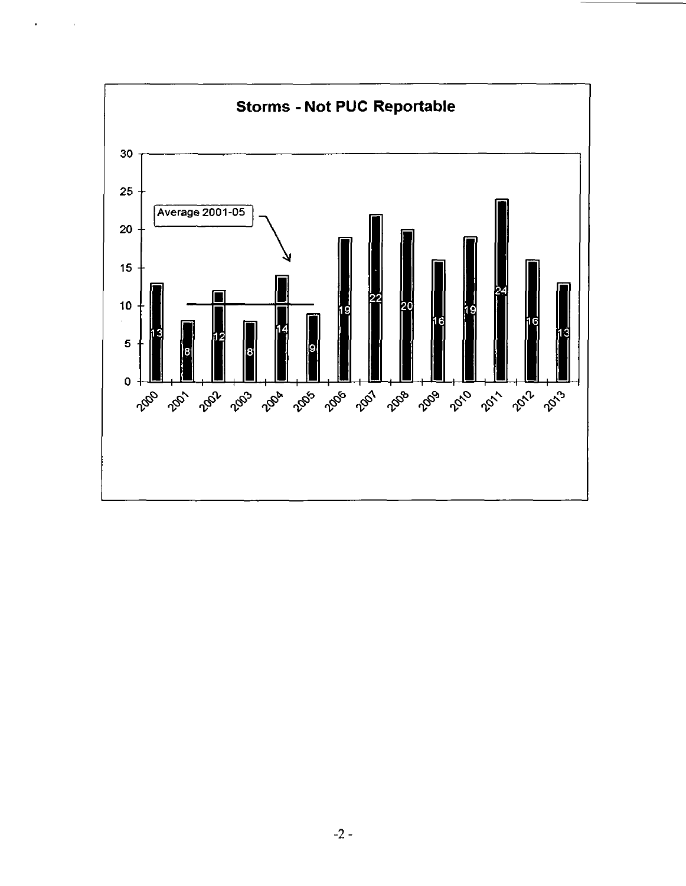**Storms - Not PUC Reportable**

| Year | Storms |
| --- | --- |
| 2000 | 13 |
| 2001 | 8 |
| 2002 | 12 |
| 2003 | 8 |
| 2004 | 14 |
| 2005 | 9 |
| 2006 | 19 |
| 2007 | 22 |
| 2008 | 20 |
| 2009 | 16 |
| 2010 | 19 |
| 2011 | 24 |
| 2012 | 16 |
| 2013 | 13 |

Average 2001-05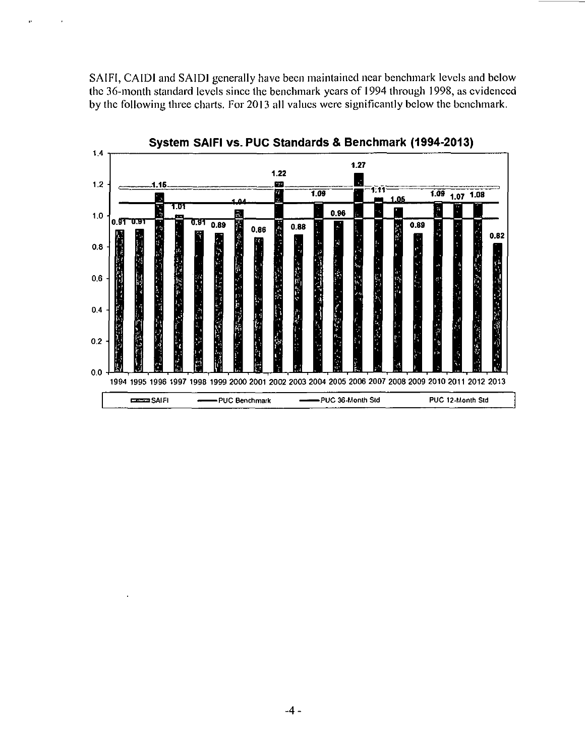SAIFI, CAIDI and SAIDI generally have been maintained near benchmark levels and below the 36-month standard levels since the benchmark years of 1994 through 1998, as evidenced by the following three charts. For 2013 all values were significantly below the benchmark.

**System SAIFI vs. PUC Standards & Benchmark (1994-2013)**

| Year | SAIFI |
|---|---|
| 1994 | 0.91 |
| 1995 | 0.91 |
| 1996 | 1.15 |
| 1997 | 1.01 |
| 1998 | 0.91 |
| 1999 | 0.89 |
| 2000 | 1.04 |
| 2001 | 0.86 |
| 2002 | 1.22 |
| 2003 | 0.88 |
| 2004 | 1.09 |
| 2005 | 0.96 |
| 2006 | 1.27 |
| 2007 | 1.11 |
| 2008 | 1.05 |
| 2009 | 0.89 |
| 2010 | 1.09 |
| 2011 | 1.07 |
| 2012 | 1.08 |
| 2013 | 0.82 |

Legend: SAIFI; PUC Benchmark; PUC 36-Month Std; PUC 12-Month Std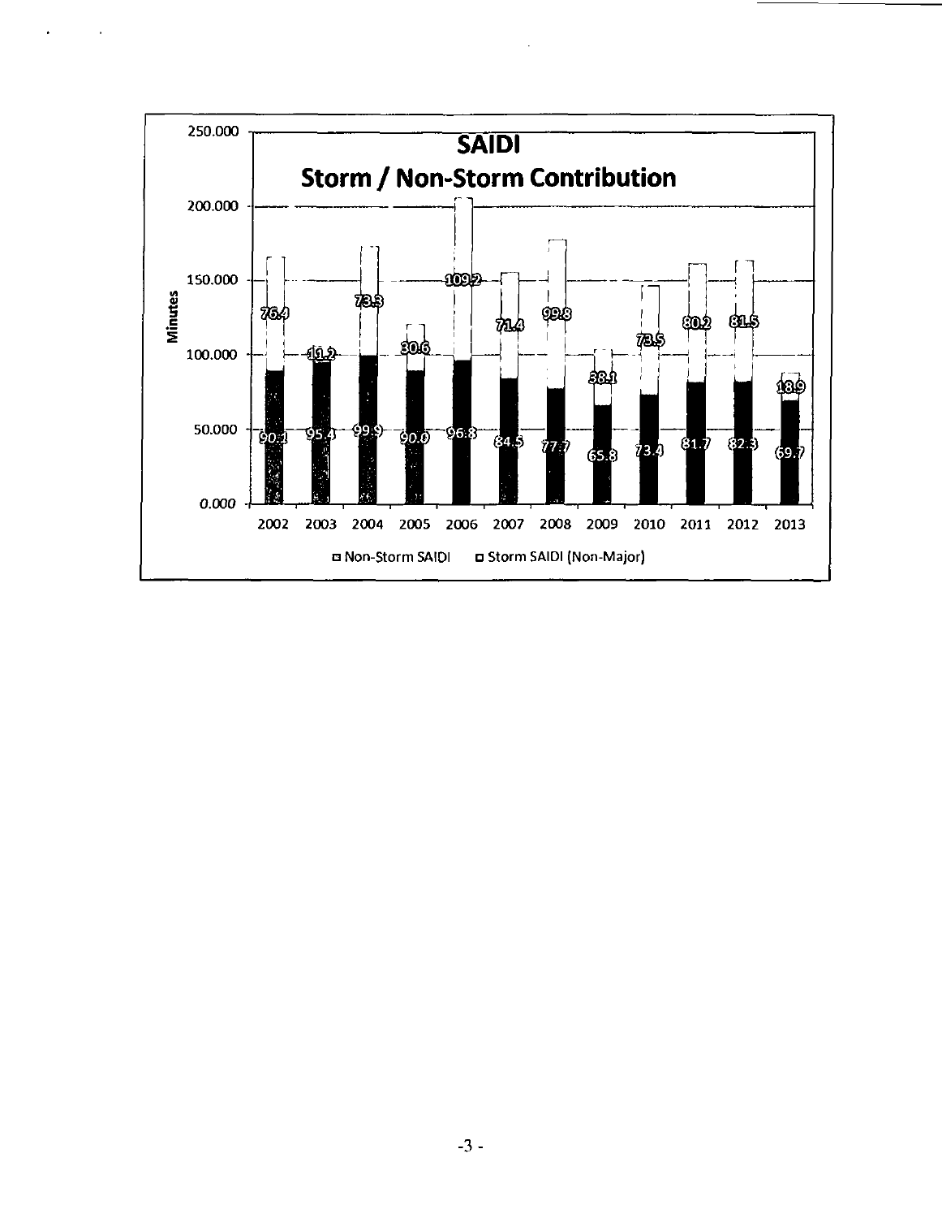## SAIDI
## Storm / Non-Storm Contribution

| Year | Non-Storm SAIDI | Storm SAIDI (Non-Major) |
|---|---|---|
| 2002 | 90.1 | 76.4 |
| 2003 | 95.4 | 11.2 |
| 2004 | 99.9 | 73.3 |
| 2005 | 90.0 | 30.6 |
| 2006 | 96.8 | 109.2 |
| 2007 | 84.5 | 71.4 |
| 2008 | 77.7 | 99.8 |
| 2009 | 65.8 | 38.1 |
| 2010 | 73.4 | 73.5 |
| 2011 | 81.7 | 80.2 |
| 2012 | 82.3 | 81.5 |
| 2013 | 69.7 | 18.9 |

Minutes (y-axis: 0.000 – 250.000)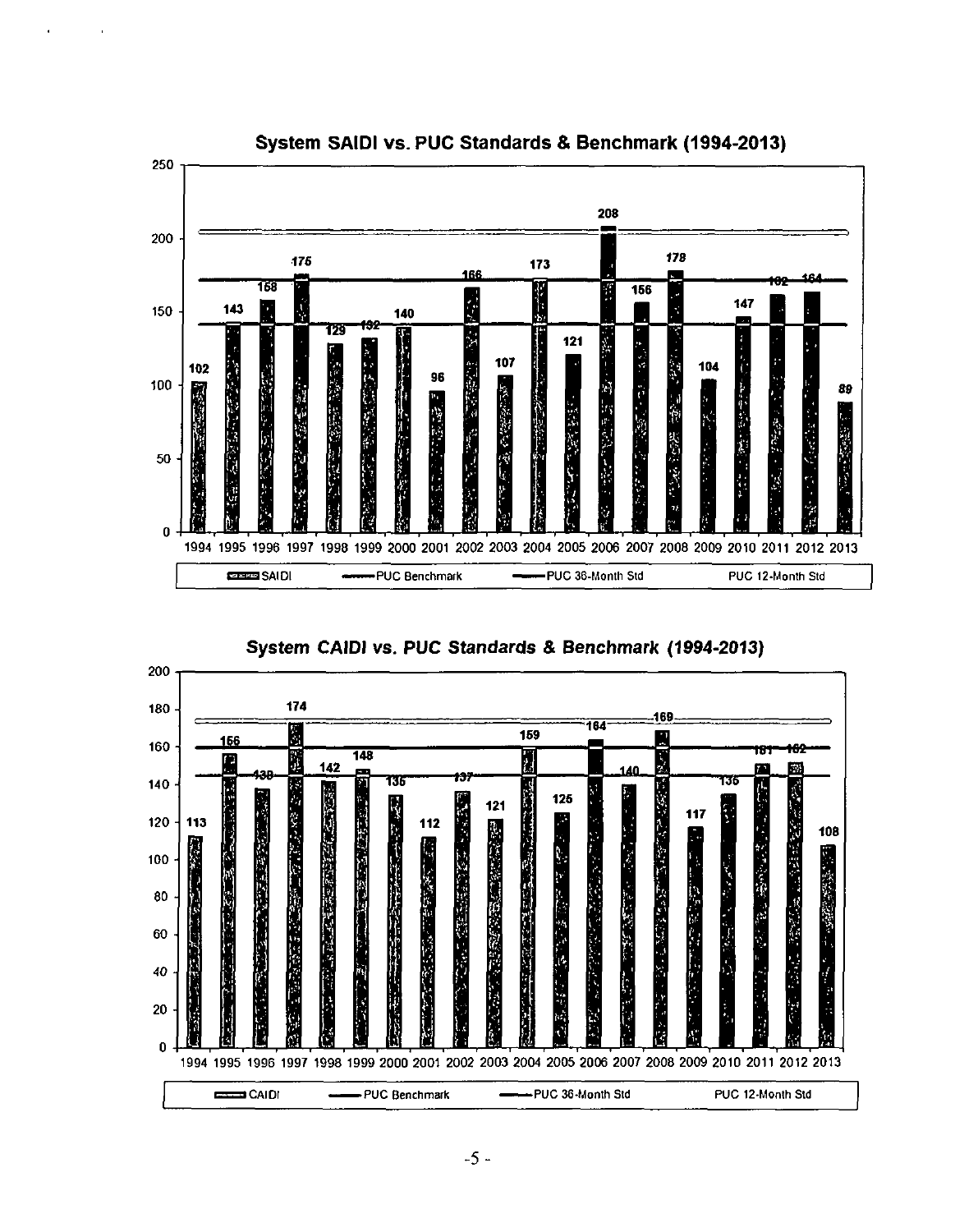## System SAIDI vs. PUC Standards & Benchmark (1994-2013)

| Year | SAIDI |
|---|---|
| 1994 | 102 |
| 1995 | 143 |
| 1996 | 158 |
| 1997 | 175 |
| 1998 | 128 |
| 1999 | 132 |
| 2000 | 140 |
| 2001 | 96 |
| 2002 | 166 |
| 2003 | 107 |
| 2004 | 173 |
| 2005 | 121 |
| 2006 | 208 |
| 2007 | 156 |
| 2008 | 178 |
| 2009 | 104 |
| 2010 | 147 |
| 2011 | 162 |
| 2012 | 164 |
| 2013 | 89 |

SAIDI — PUC Benchmark — PUC 36-Month Std — PUC 12-Month Std

## System CAIDI vs. PUC Standards & Benchmark (1994-2013)

| Year | CAIDI |
|---|---|
| 1994 | 113 |
| 1995 | 156 |
| 1996 | 138 |
| 1997 | 174 |
| 1998 | 142 |
| 1999 | 148 |
| 2000 | 135 |
| 2001 | 112 |
| 2002 | 137 |
| 2003 | 121 |
| 2004 | 159 |
| 2005 | 125 |
| 2006 | 164 |
| 2007 | 140 |
| 2008 | 169 |
| 2009 | 117 |
| 2010 | 135 |
| 2011 | 151 |
| 2012 | 152 |
| 2013 | 108 |

CAIDI — PUC Benchmark — PUC 36-Month Std — PUC 12-Month Std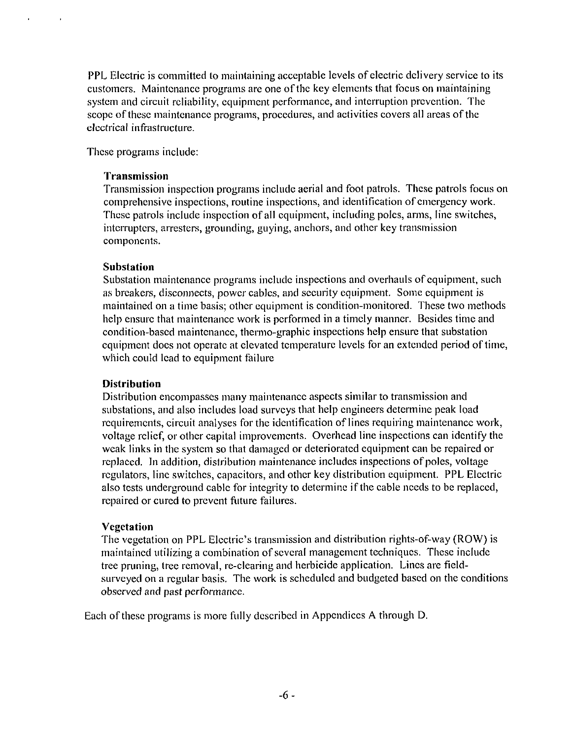PPL Electric is committed to maintaining acceptable levels of electric delivery service to its customers. Maintenance programs are one of the key elements that focus on maintaining system and circuit reliability, equipment performance, and interruption prevention. The scope of these maintenance programs, procedures, and activities covers all areas of the electrical infrastructure.

These programs include:

**Transmission**
Transmission inspection programs include aerial and foot patrols. These patrols focus on comprehensive inspections, routine inspections, and identification of emergency work. These patrols include inspection of all equipment, including poles, arms, line switches, interrupters, arresters, grounding, guying, anchors, and other key transmission components.

**Substation**
Substation maintenance programs include inspections and overhauls of equipment, such as breakers, disconnects, power cables, and security equipment. Some equipment is maintained on a time basis; other equipment is condition-monitored. These two methods help ensure that maintenance work is performed in a timely manner. Besides time and condition-based maintenance, thermo-graphic inspections help ensure that substation equipment does not operate at elevated temperature levels for an extended period of time, which could lead to equipment failure

**Distribution**
Distribution encompasses many maintenance aspects similar to transmission and substations, and also includes load surveys that help engineers determine peak load requirements, circuit analyses for the identification of lines requiring maintenance work, voltage relief, or other capital improvements. Overhead line inspections can identify the weak links in the system so that damaged or deteriorated equipment can be repaired or replaced. In addition, distribution maintenance includes inspections of poles, voltage regulators, line switches, capacitors, and other key distribution equipment. PPL Electric also tests underground cable for integrity to determine if the cable needs to be replaced, repaired or cured to prevent future failures.

**Vegetation**
The vegetation on PPL Electric's transmission and distribution rights-of-way (ROW) is maintained utilizing a combination of several management techniques. These include tree pruning, tree removal, re-clearing and herbicide application. Lines are field-surveyed on a regular basis. The work is scheduled and budgeted based on the conditions observed and past performance.

Each of these programs is more fully described in Appendices A through D.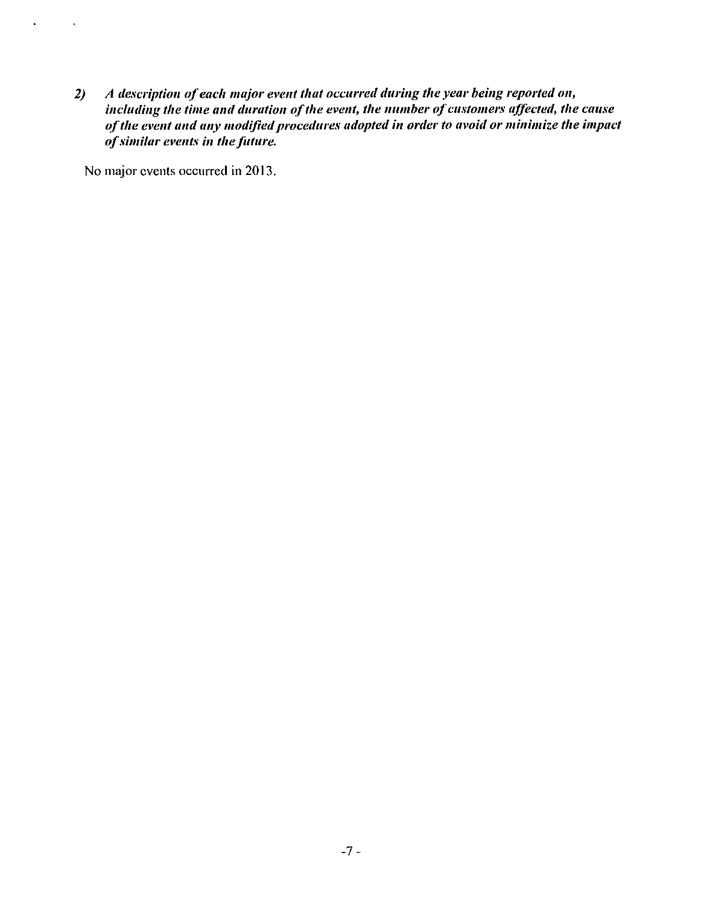***2) A description of each major event that occurred during the year being reported on, including the time and duration of the event, the number of customers affected, the cause of the event and any modified procedures adopted in order to avoid or minimize the impact of similar events in the future.***

No major events occurred in 2013.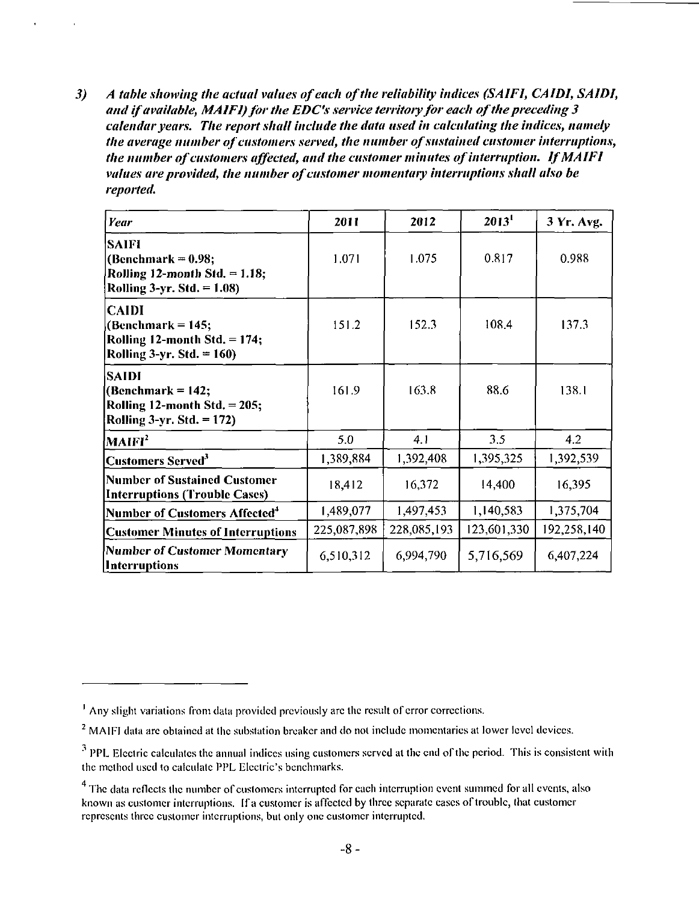*3) A table showing the actual values of each of the reliability indices (SAIFI, CAIDI, SAIDI, and if available, MAIFI) for the EDC's service territory for each of the preceding 3 calendar years. The report shall include the data used in calculating the indices, namely the average number of customers served, the number of sustained customer interruptions, the number of customers affected, and the customer minutes of interruption. If MAIFI values are provided, the number of customer momentary interruptions shall also be reported.*

| *Year* | 2011 | 2012 | 2013[1] | 3 Yr. Avg. |
|---|---|---|---|---|
| **SAIFI (Benchmark = 0.98; Rolling 12-month Std. = 1.18; Rolling 3-yr. Std. = 1.08)** | 1.071 | 1.075 | 0.817 | 0.988 |
| **CAIDI (Benchmark = 145; Rolling 12-month Std. = 174; Rolling 3-yr. Std. = 160)** | 151.2 | 152.3 | 108.4 | 137.3 |
| **SAIDI (Benchmark = 142; Rolling 12-month Std. = 205; Rolling 3-yr. Std. = 172)** | 161.9 | 163.8 | 88.6 | 138.1 |
| **MAIFI[2]** | 5.0 | 4.1 | 3.5 | 4.2 |
| **Customers Served[3]** | 1,389,884 | 1,392,408 | 1,395,325 | 1,392,539 |
| **Number of Sustained Customer Interruptions (Trouble Cases)** | 18,412 | 16,372 | 14,400 | 16,395 |
| **Number of Customers Affected[4]** | 1,489,077 | 1,497,453 | 1,140,583 | 1,375,704 |
| **Customer Minutes of Interruptions** | 225,087,898 | 228,085,193 | 123,601,330 | 192,258,140 |
| ***Number of Customer Momentary Interruptions*** | 6,510,312 | 6,994,790 | 5,716,569 | 6,407,224 |

[1] Any slight variations from data provided previously are the result of error corrections.

[2] MAIFI data are obtained at the substation breaker and do not include momentaries at lower level devices.

[3] PPL Electric calculates the annual indices using customers served at the end of the period. This is consistent with the method used to calculate PPL Electric's benchmarks.

[4] The data reflects the number of customers interrupted for each interruption event summed for all events, also known as customer interruptions. If a customer is affected by three separate cases of trouble, that customer represents three customer interruptions, but only one customer interrupted.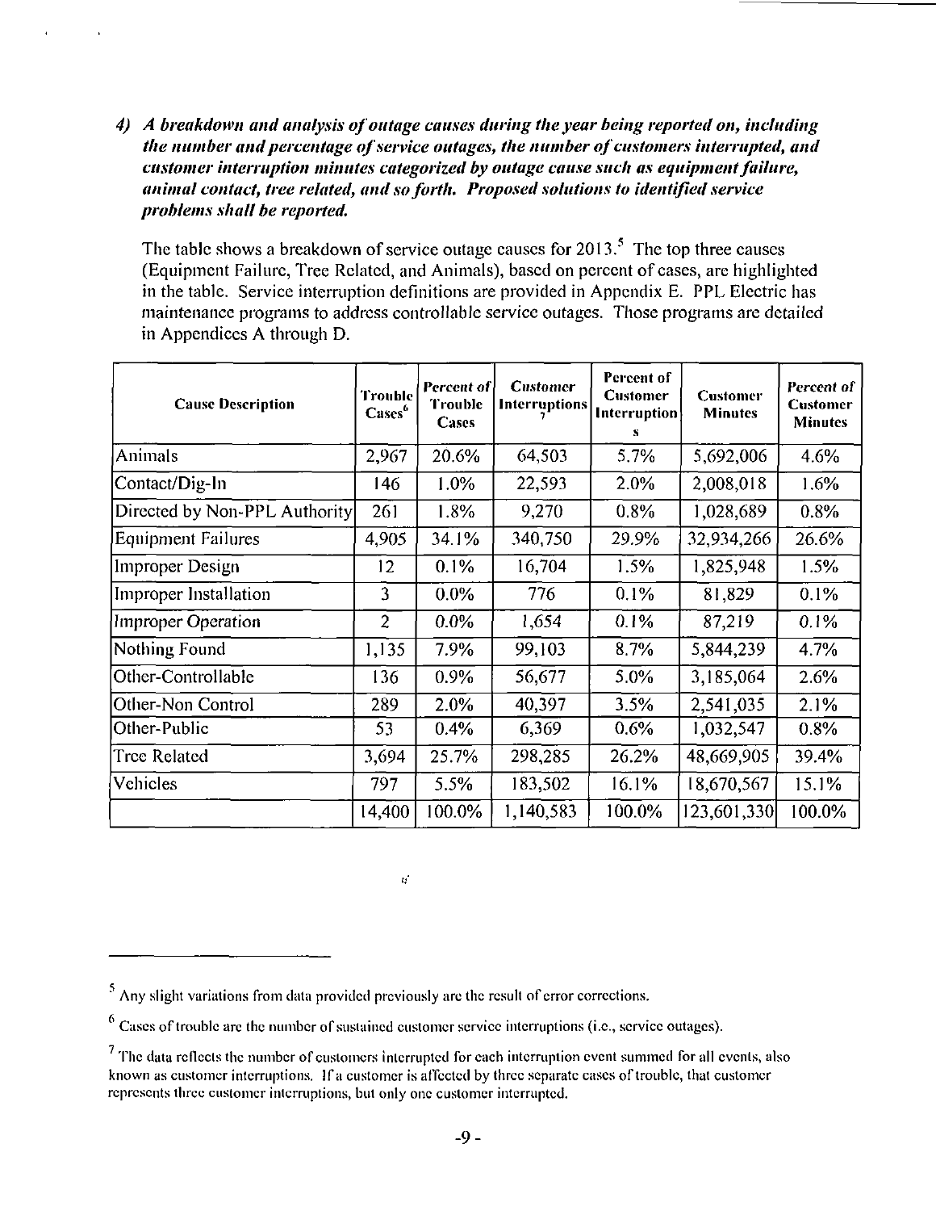*4) A breakdown and analysis of outage causes during the year being reported on, including the number and percentage of service outages, the number of customers interrupted, and customer interruption minutes categorized by outage cause such as equipment failure, animal contact, tree related, and so forth. Proposed solutions to identified service problems shall be reported.*

The table shows a breakdown of service outage causes for 2013.[5] The top three causes (Equipment Failure, Tree Related, and Animals), based on percent of cases, are highlighted in the table. Service interruption definitions are provided in Appendix E. PPL Electric has maintenance programs to address controllable service outages. Those programs are detailed in Appendices A through D.

| Cause Description | Trouble Cases[6] | Percent of Trouble Cases | Customer Interruptions[7] | Percent of Customer Interruptions | Customer Minutes | Percent of Customer Minutes |
|---|---|---|---|---|---|---|
| Animals | 2,967 | 20.6% | 64,503 | 5.7% | 5,692,006 | 4.6% |
| Contact/Dig-In | 146 | 1.0% | 22,593 | 2.0% | 2,008,018 | 1.6% |
| Directed by Non-PPL Authority | 261 | 1.8% | 9,270 | 0.8% | 1,028,689 | 0.8% |
| Equipment Failures | 4,905 | 34.1% | 340,750 | 29.9% | 32,934,266 | 26.6% |
| Improper Design | 12 | 0.1% | 16,704 | 1.5% | 1,825,948 | 1.5% |
| Improper Installation | 3 | 0.0% | 776 | 0.1% | 81,829 | 0.1% |
| Improper Operation | 2 | 0.0% | 1,654 | 0.1% | 87,219 | 0.1% |
| Nothing Found | 1,135 | 7.9% | 99,103 | 8.7% | 5,844,239 | 4.7% |
| Other-Controllable | 136 | 0.9% | 56,677 | 5.0% | 3,185,064 | 2.6% |
| Other-Non Control | 289 | 2.0% | 40,397 | 3.5% | 2,541,035 | 2.1% |
| Other-Public | 53 | 0.4% | 6,369 | 0.6% | 1,032,547 | 0.8% |
| Tree Related | 3,694 | 25.7% | 298,285 | 26.2% | 48,669,905 | 39.4% |
| Vehicles | 797 | 5.5% | 183,502 | 16.1% | 18,670,567 | 15.1% |
| | 14,400 | 100.0% | 1,140,583 | 100.0% | 123,601,330 | 100.0% |

[5] Any slight variations from data provided previously are the result of error corrections.

[6] Cases of trouble are the number of sustained customer service interruptions (i.e., service outages).

[7] The data reflects the number of customers interrupted for each interruption event summed for all events, also known as customer interruptions. If a customer is affected by three separate cases of trouble, that customer represents three customer interruptions, but only one customer interrupted.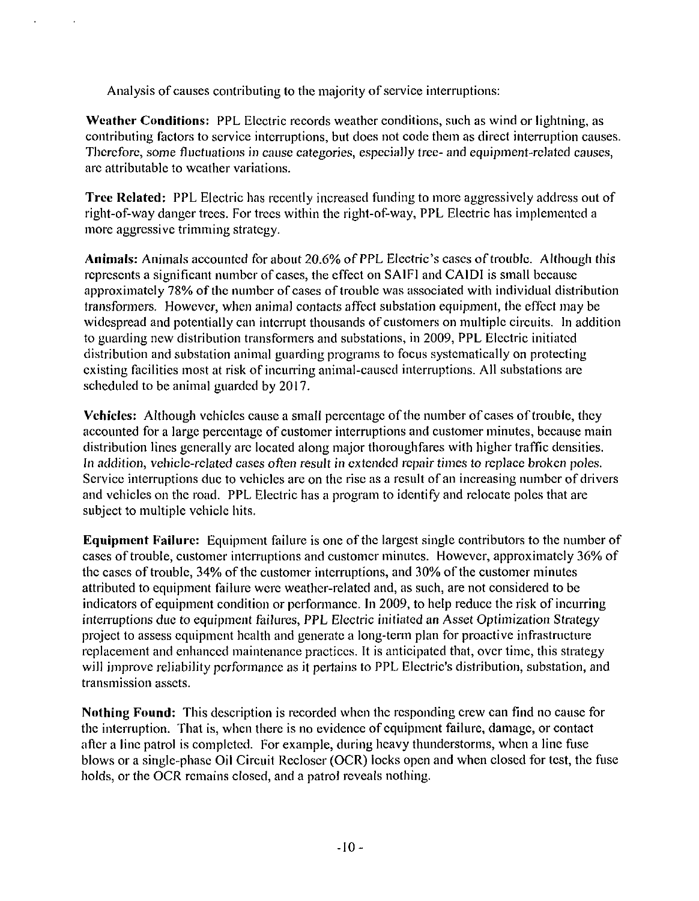Analysis of causes contributing to the majority of service interruptions:

**Weather Conditions:** PPL Electric records weather conditions, such as wind or lightning, as contributing factors to service interruptions, but does not code them as direct interruption causes. Therefore, some fluctuations in cause categories, especially tree- and equipment-related causes, are attributable to weather variations.

**Tree Related:** PPL Electric has recently increased funding to more aggressively address out of right-of-way danger trees. For trees within the right-of-way, PPL Electric has implemented a more aggressive trimming strategy.

**Animals:** Animals accounted for about 20.6% of PPL Electric's cases of trouble. Although this represents a significant number of cases, the effect on SAIFI and CAIDI is small because approximately 78% of the number of cases of trouble was associated with individual distribution transformers. However, when animal contacts affect substation equipment, the effect may be widespread and potentially can interrupt thousands of customers on multiple circuits. In addition to guarding new distribution transformers and substations, in 2009, PPL Electric initiated distribution and substation animal guarding programs to focus systematically on protecting existing facilities most at risk of incurring animal-caused interruptions. All substations are scheduled to be animal guarded by 2017.

**Vehicles:** Although vehicles cause a small percentage of the number of cases of trouble, they accounted for a large percentage of customer interruptions and customer minutes, because main distribution lines generally are located along major thoroughfares with higher traffic densities. In addition, vehicle-related cases often result in extended repair times to replace broken poles. Service interruptions due to vehicles are on the rise as a result of an increasing number of drivers and vehicles on the road. PPL Electric has a program to identify and relocate poles that are subject to multiple vehicle hits.

**Equipment Failure:** Equipment failure is one of the largest single contributors to the number of cases of trouble, customer interruptions and customer minutes. However, approximately 36% of the cases of trouble, 34% of the customer interruptions, and 30% of the customer minutes attributed to equipment failure were weather-related and, as such, are not considered to be indicators of equipment condition or performance. In 2009, to help reduce the risk of incurring interruptions due to equipment failures, PPL Electric initiated an Asset Optimization Strategy project to assess equipment health and generate a long-term plan for proactive infrastructure replacement and enhanced maintenance practices. It is anticipated that, over time, this strategy will improve reliability performance as it pertains to PPL Electric's distribution, substation, and transmission assets.

**Nothing Found:** This description is recorded when the responding crew can find no cause for the interruption. That is, when there is no evidence of equipment failure, damage, or contact after a line patrol is completed. For example, during heavy thunderstorms, when a line fuse blows or a single-phase Oil Circuit Recloser (OCR) locks open and when closed for test, the fuse holds, or the OCR remains closed, and a patrol reveals nothing.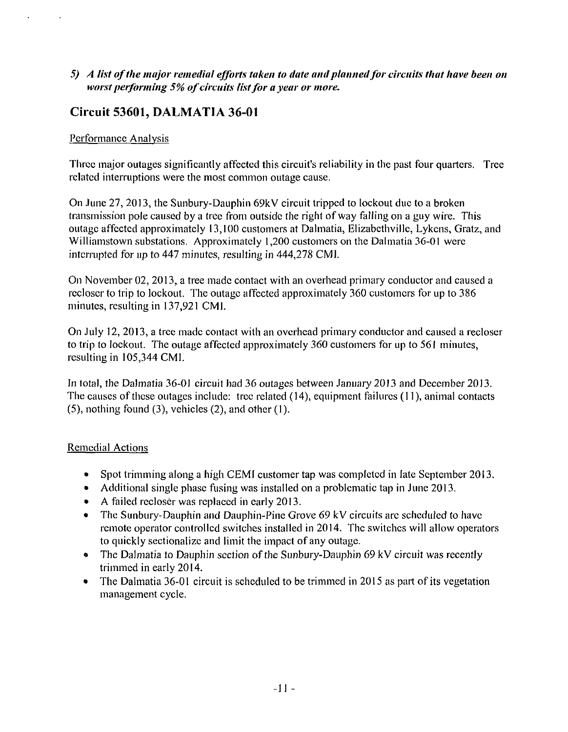*5) A list of the major remedial efforts taken to date and planned for circuits that have been on worst performing 5% of circuits list for a year or more.*

## Circuit 53601, DALMATIA 36-01

Performance Analysis

Three major outages significantly affected this circuit's reliability in the past four quarters. Tree related interruptions were the most common outage cause.

On June 27, 2013, the Sunbury-Dauphin 69kV circuit tripped to lockout due to a broken transmission pole caused by a tree from outside the right of way falling on a guy wire. This outage affected approximately 13,100 customers at Dalmatia, Elizabethville, Lykens, Gratz, and Williamstown substations. Approximately 1,200 customers on the Dalmatia 36-01 were interrupted for up to 447 minutes, resulting in 444,278 CMI.

On November 02, 2013, a tree made contact with an overhead primary conductor and caused a recloser to trip to lockout. The outage affected approximately 360 customers for up to 386 minutes, resulting in 137,921 CMI.

On July 12, 2013, a tree made contact with an overhead primary conductor and caused a recloser to trip to lockout. The outage affected approximately 360 customers for up to 561 minutes, resulting in 105,344 CMI.

In total, the Dalmatia 36-01 circuit had 36 outages between January 2013 and December 2013. The causes of these outages include: tree related (14), equipment failures (11), animal contacts (5), nothing found (3), vehicles (2), and other (1).

Remedial Actions

- Spot trimming along a high CEMI customer tap was completed in late September 2013.
- Additional single phase fusing was installed on a problematic tap in June 2013.
- A failed recloser was replaced in early 2013.
- The Sunbury-Dauphin and Dauphin-Pine Grove 69 kV circuits are scheduled to have remote operator controlled switches installed in 2014. The switches will allow operators to quickly sectionalize and limit the impact of any outage.
- The Dalmatia to Dauphin section of the Sunbury-Dauphin 69 kV circuit was recently trimmed in early 2014.
- The Dalmatia 36-01 circuit is scheduled to be trimmed in 2015 as part of its vegetation management cycle.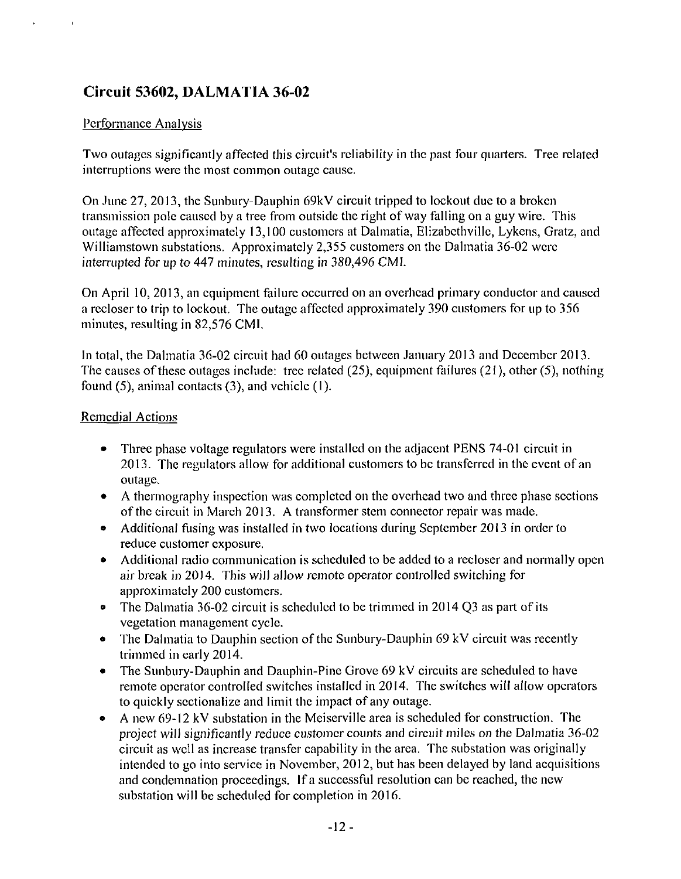## Circuit 53602, DALMATIA 36-02

Performance Analysis

Two outages significantly affected this circuit's reliability in the past four quarters. Tree related interruptions were the most common outage cause.

On June 27, 2013, the Sunbury-Dauphin 69kV circuit tripped to lockout due to a broken transmission pole caused by a tree from outside the right of way falling on a guy wire. This outage affected approximately 13,100 customers at Dalmatia, Elizabethville, Lykens, Gratz, and Williamstown substations. Approximately 2,355 customers on the Dalmatia 36-02 were interrupted for up to 447 minutes, resulting in 380,496 CMI.

On April 10, 2013, an equipment failure occurred on an overhead primary conductor and caused a recloser to trip to lockout. The outage affected approximately 390 customers for up to 356 minutes, resulting in 82,576 CMI.

In total, the Dalmatia 36-02 circuit had 60 outages between January 2013 and December 2013. The causes of these outages include: tree related (25), equipment failures (21), other (5), nothing found (5), animal contacts (3), and vehicle (1).

Remedial Actions

- Three phase voltage regulators were installed on the adjacent PENS 74-01 circuit in 2013. The regulators allow for additional customers to be transferred in the event of an outage.
- A thermography inspection was completed on the overhead two and three phase sections of the circuit in March 2013. A transformer stem connector repair was made.
- Additional fusing was installed in two locations during September 2013 in order to reduce customer exposure.
- Additional radio communication is scheduled to be added to a recloser and normally open air break in 2014. This will allow remote operator controlled switching for approximately 200 customers.
- The Dalmatia 36-02 circuit is scheduled to be trimmed in 2014 Q3 as part of its vegetation management cycle.
- The Dalmatia to Dauphin section of the Sunbury-Dauphin 69 kV circuit was recently trimmed in early 2014.
- The Sunbury-Dauphin and Dauphin-Pine Grove 69 kV circuits are scheduled to have remote operator controlled switches installed in 2014. The switches will allow operators to quickly sectionalize and limit the impact of any outage.
- A new 69-12 kV substation in the Meiserville area is scheduled for construction. The project will significantly reduce customer counts and circuit miles on the Dalmatia 36-02 circuit as well as increase transfer capability in the area. The substation was originally intended to go into service in November, 2012, but has been delayed by land acquisitions and condemnation proceedings. If a successful resolution can be reached, the new substation will be scheduled for completion in 2016.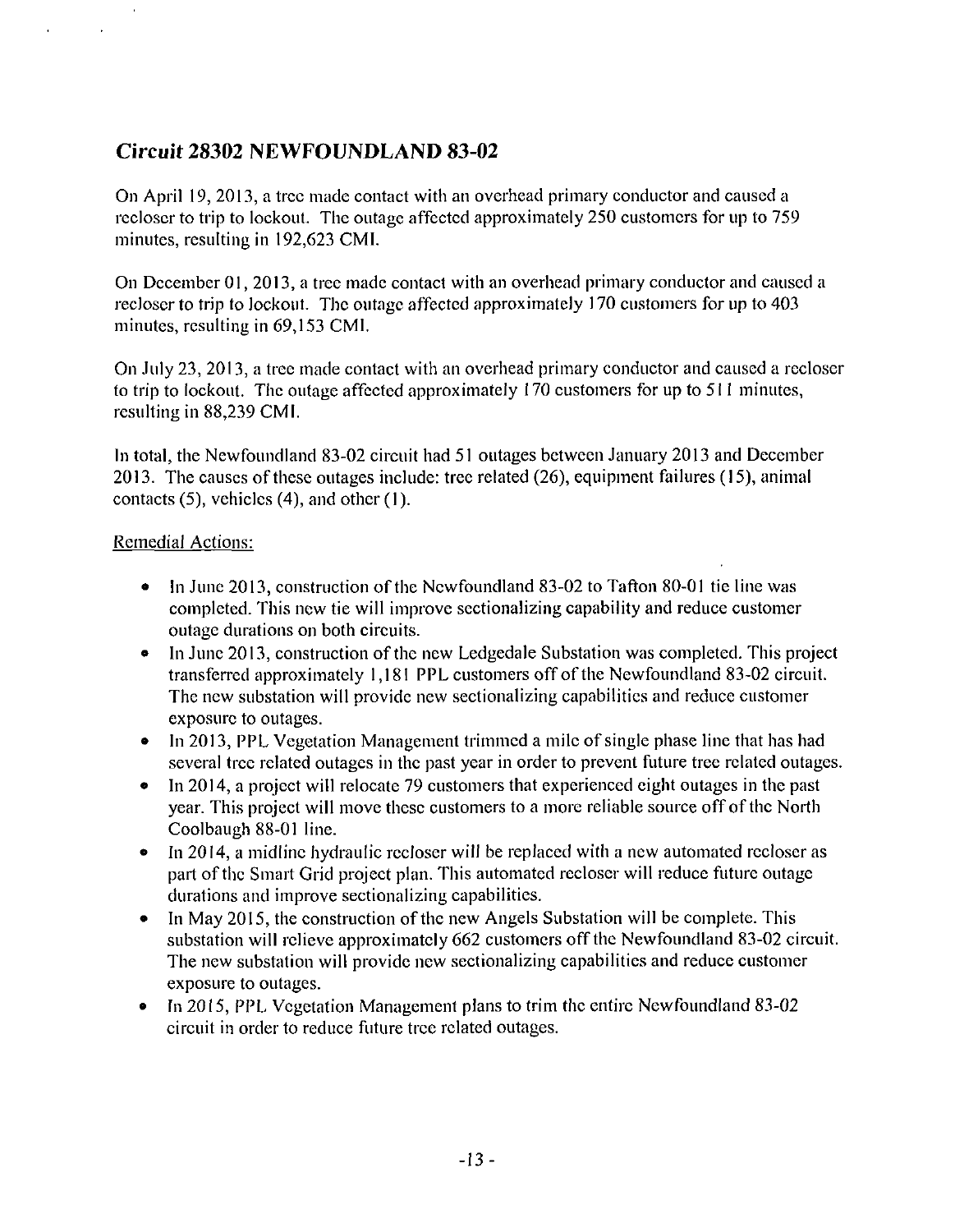## *Circuit* 28302 NEWFOUNDLAND 83-02

On April 19, 2013, a tree made contact with an overhead primary conductor and caused a recloser to trip to lockout. The outage affected approximately 250 customers for up to 759 minutes, resulting in 192,623 CMI.

On December 01, 2013, a tree made contact with an overhead primary conductor and caused a recloser to trip to lockout. The outage affected approximately 170 customers for up to 403 minutes, resulting in 69,153 CMI.

On July 23, 2013, a tree made contact with an overhead primary conductor and caused a recloser to trip to lockout. The outage affected approximately 170 customers for up to 511 minutes, resulting in 88,239 CMI.

In total, the Newfoundland 83-02 circuit had 51 outages between January 2013 and December 2013. The causes of these outages include: tree related (26), equipment failures (15), animal contacts (5), vehicles (4), and other (1).

Remedial Actions:

- In June 2013, construction of the Newfoundland 83-02 to Tafton 80-01 tie line was completed. This new tie will improve sectionalizing capability and reduce customer outage durations on both circuits.
- In June 2013, construction of the new Ledgedale Substation was completed. This project transferred approximately 1,181 PPL customers off of the Newfoundland 83-02 circuit. The new substation will provide new sectionalizing capabilities and reduce customer exposure to outages.
- In 2013, PPL Vegetation Management trimmed a mile of single phase line that has had several tree related outages in the past year in order to prevent future tree related outages.
- In 2014, a project will relocate 79 customers that experienced eight outages in the past year. This project will move these customers to a more reliable source off of the North Coolbaugh 88-01 line.
- In 2014, a midline hydraulic recloser will be replaced with a new automated recloser as part of the Smart Grid project plan. This automated recloser will reduce future outage durations and improve sectionalizing capabilities.
- In May 2015, the construction of the new Angels Substation will be complete. This substation will relieve approximately 662 customers off the Newfoundland 83-02 circuit. The new substation will provide new sectionalizing capabilities and reduce customer exposure to outages.
- In 2015, PPL Vegetation Management plans to trim the entire Newfoundland 83-02 circuit in order to reduce future tree related outages.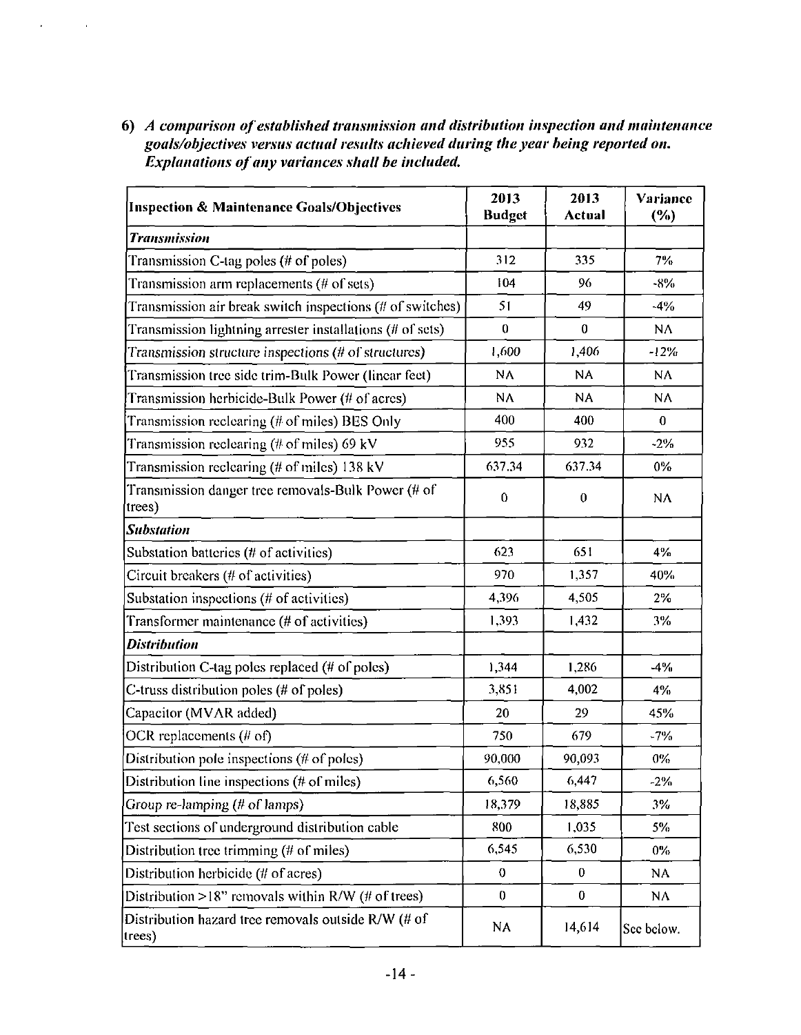6) ***A comparison of established transmission and distribution inspection and maintenance goals/objectives versus actual results achieved during the year being reported on. Explanations of any variances shall be included.***

| Inspection & Maintenance Goals/Objectives | 2013 Budget | 2013 Actual | Variance (%) |
|---|---|---|---|
| ***Transmission*** | | | |
| Transmission C-tag poles (# of poles) | 312 | 335 | 7% |
| Transmission arm replacements (# of sets) | 104 | 96 | -8% |
| Transmission air break switch inspections (# of switches) | 51 | 49 | -4% |
| Transmission lightning arrester installations (# of sets) | 0 | 0 | NA |
| Transmission structure inspections (# of structures) | 1,600 | 1,406 | -12% |
| Transmission tree side trim-Bulk Power (linear feet) | NA | NA | NA |
| Transmission herbicide-Bulk Power (# of acres) | NA | NA | NA |
| Transmission reclearing (# of miles) BES Only | 400 | 400 | 0 |
| Transmission reclearing (# of miles) 69 kV | 955 | 932 | -2% |
| Transmission reclearing (# of miles) 138 kV | 637.34 | 637.34 | 0% |
| Transmission danger tree removals-Bulk Power (# of trees) | 0 | 0 | NA |
| ***Substation*** | | | |
| Substation batteries (# of activities) | 623 | 651 | 4% |
| Circuit breakers (# of activities) | 970 | 1,357 | 40% |
| Substation inspections (# of activities) | 4,396 | 4,505 | 2% |
| Transformer maintenance (# of activities) | 1,393 | 1,432 | 3% |
| ***Distribution*** | | | |
| Distribution C-tag poles replaced (# of poles) | 1,344 | 1,286 | -4% |
| C-truss distribution poles (# of poles) | 3,851 | 4,002 | 4% |
| Capacitor (MVAR added) | 20 | 29 | 45% |
| OCR replacements (# of) | 750 | 679 | -7% |
| Distribution pole inspections (# of poles) | 90,000 | 90,093 | 0% |
| Distribution line inspections (# of miles) | 6,560 | 6,447 | -2% |
| Group re-lamping (# of lamps) | 18,379 | 18,885 | 3% |
| Test sections of underground distribution cable | 800 | 1,035 | 5% |
| Distribution tree trimming (# of miles) | 6,545 | 6,530 | 0% |
| Distribution herbicide (# of acres) | 0 | 0 | NA |
| Distribution >18" removals within R/W (# of trees) | 0 | 0 | NA |
| Distribution hazard tree removals outside R/W (# of trees) | NA | 14,614 | See below. |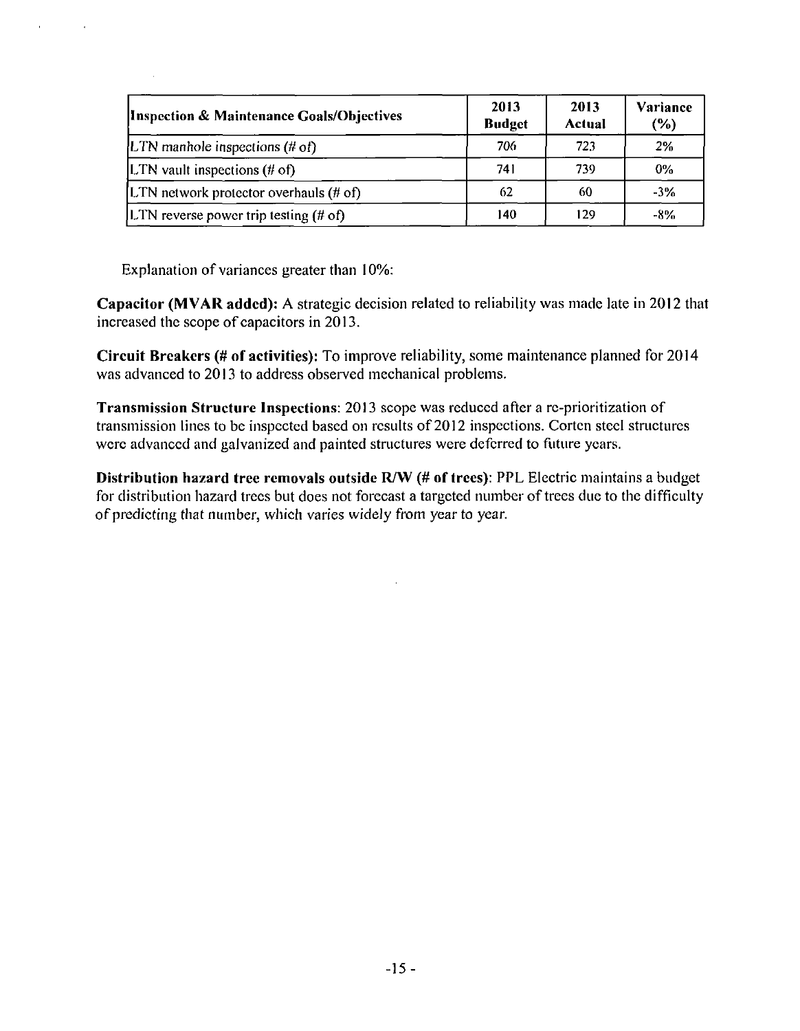| Inspection & Maintenance Goals/Objectives | 2013 Budget | 2013 Actual | Variance (%) |
|---|---|---|---|
| LTN manhole inspections (# of) | 706 | 723 | 2% |
| LTN vault inspections (# of) | 741 | 739 | 0% |
| LTN network protector overhauls (# of) | 62 | 60 | -3% |
| LTN reverse power trip testing (# of) | 140 | 129 | -8% |

Explanation of variances greater than 10%:

**Capacitor (MVAR added):** A strategic decision related to reliability was made late in 2012 that increased the scope of capacitors in 2013.

**Circuit Breakers (# of activities):** To improve reliability, some maintenance planned for 2014 was advanced to 2013 to address observed mechanical problems.

**Transmission Structure Inspections**: 2013 scope was reduced after a re-prioritization of transmission lines to be inspected based on results of 2012 inspections. Corten steel structures were advanced and galvanized and painted structures were deferred to future years.

**Distribution hazard tree removals outside R/W (# of trees)**: PPL Electric maintains a budget for distribution hazard trees but does not forecast a targeted number of trees due to the difficulty of predicting that number, which varies widely from year to year.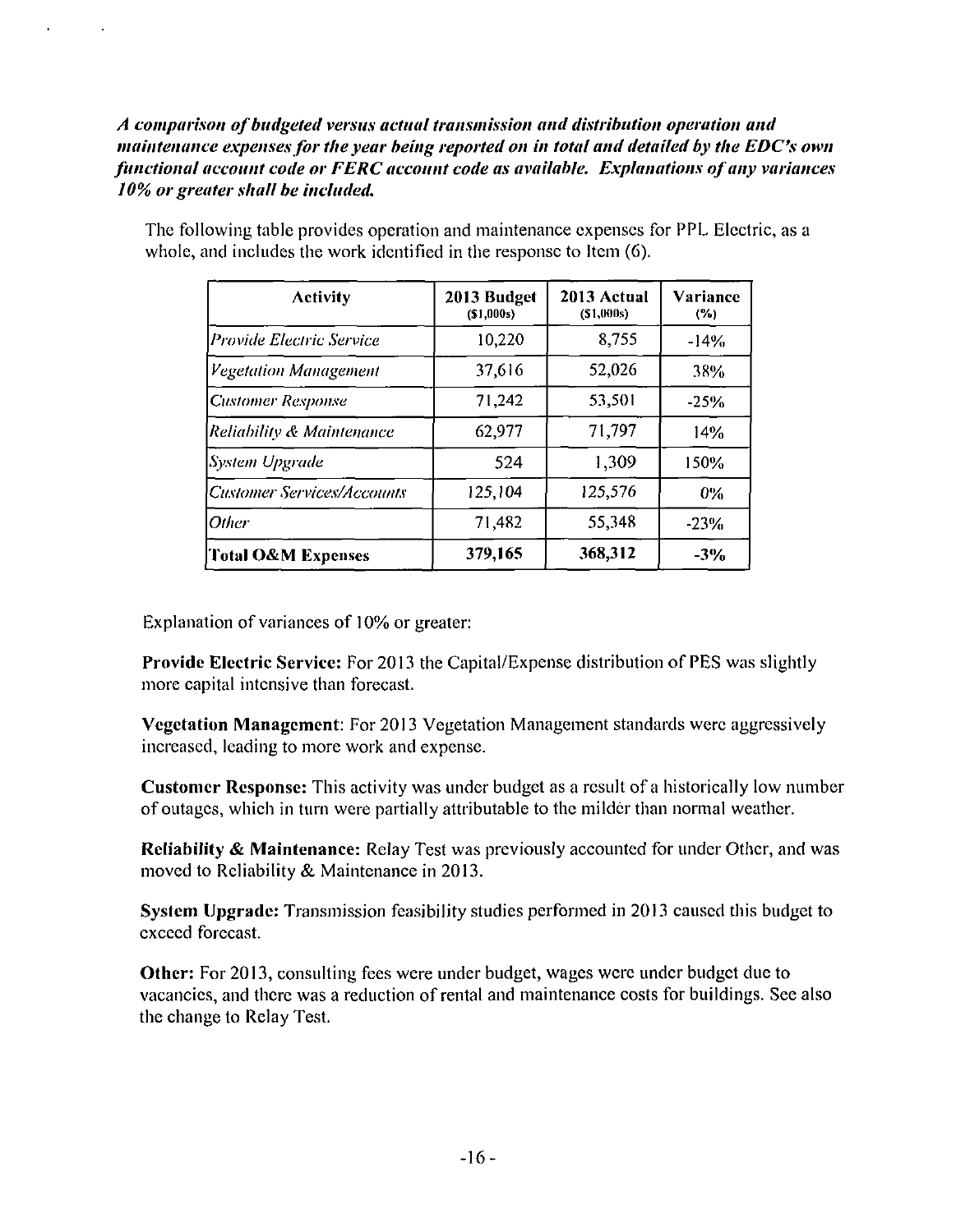***A comparison of budgeted versus actual transmission and distribution operation and maintenance expenses for the year being reported on in total and detailed by the EDC's own functional account code or FERC account code as available. Explanations of any variances 10% or greater shall be included.***

The following table provides operation and maintenance expenses for PPL Electric, as a whole, and includes the work identified in the response to Item (6).

| Activity | 2013 Budget ($1,000s) | 2013 Actual ($1,000s) | Variance (%) |
|---|---|---|---|
| *Provide Electric Service* | 10,220 | 8,755 | -14% |
| *Vegetation Management* | 37,616 | 52,026 | 38% |
| *Customer Response* | 71,242 | 53,501 | -25% |
| *Reliability & Maintenance* | 62,977 | 71,797 | 14% |
| *System Upgrade* | 524 | 1,309 | 150% |
| *Customer Services/Accounts* | 125,104 | 125,576 | 0% |
| *Other* | 71,482 | 55,348 | -23% |
| **Total O&M Expenses** | **379,165** | **368,312** | **-3%** |

Explanation of variances of 10% or greater:

**Provide Electric Service:** For 2013 the Capital/Expense distribution of PES was slightly more capital intensive than forecast.

**Vegetation Management**: For 2013 Vegetation Management standards were aggressively increased, leading to more work and expense.

**Customer Response:** This activity was under budget as a result of a historically low number of outages, which in turn were partially attributable to the milder than normal weather.

**Reliability & Maintenance:** Relay Test was previously accounted for under Other, and was moved to Reliability & Maintenance in 2013.

**System Upgrade:** Transmission feasibility studies performed in 2013 caused this budget to exceed forecast.

**Other:** For 2013, consulting fees were under budget, wages were under budget due to vacancies, and there was a reduction of rental and maintenance costs for buildings. See also the change to Relay Test.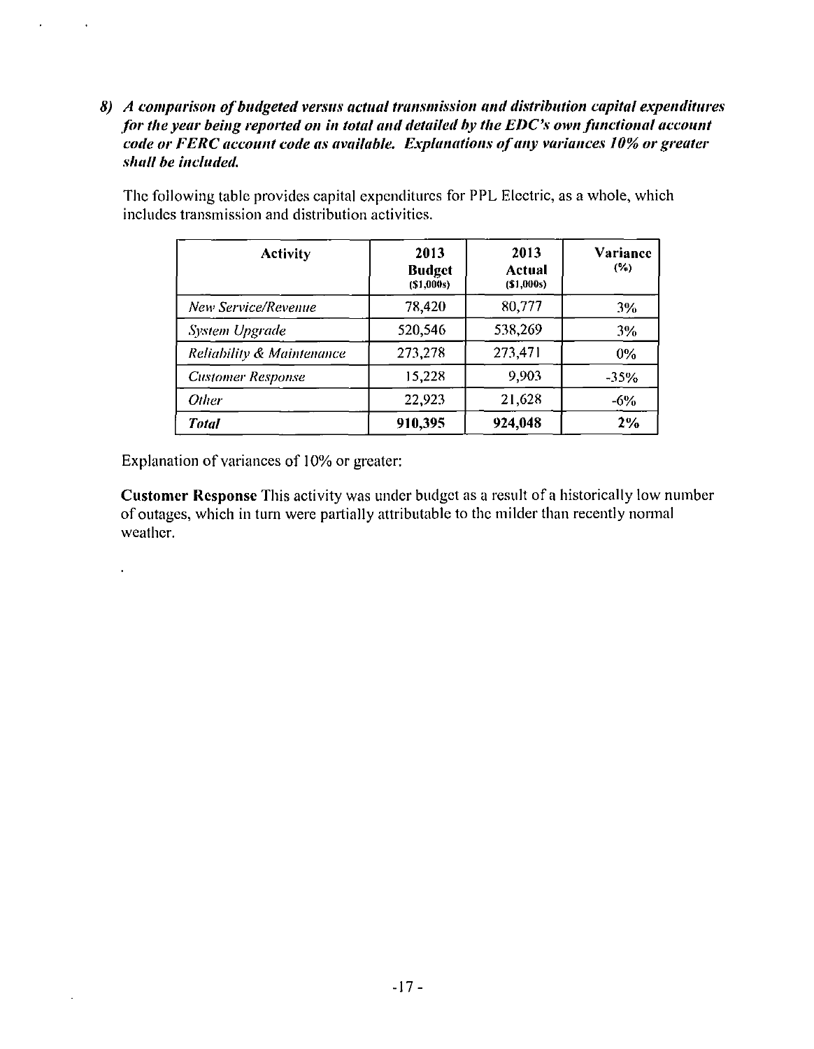***8) A comparison of budgeted versus actual transmission and distribution capital expenditures for the year being reported on in total and detailed by the EDC's own functional account code or FERC account code as available. Explanations of any variances 10% or greater shall be included.***

The following table provides capital expenditures for PPL Electric, as a whole, which includes transmission and distribution activities.

| Activity | 2013 Budget ($1,000s) | 2013 Actual ($1,000s) | Variance (%) |
|---|---|---|---|
| *New Service/Revenue* | 78,420 | 80,777 | 3% |
| *System Upgrade* | 520,546 | 538,269 | 3% |
| *Reliability & Maintenance* | 273,278 | 273,471 | 0% |
| *Customer Response* | 15,228 | 9,903 | -35% |
| *Other* | 22,923 | 21,628 | -6% |
| ***Total*** | **910,395** | **924,048** | **2%** |

Explanation of variances of 10% or greater:

**Customer Response** This activity was under budget as a result of a historically low number of outages, which in turn were partially attributable to the milder than recently normal weather.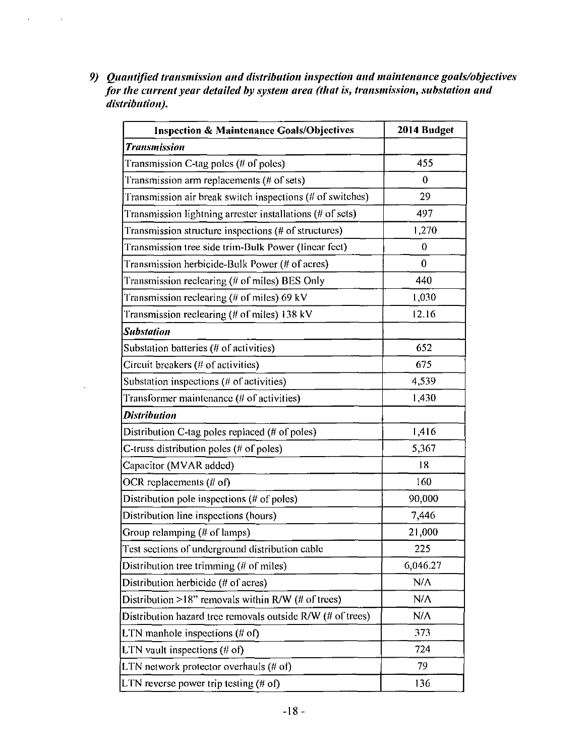*9) Quantified transmission and distribution inspection and maintenance goals/objectives for the current year detailed by system area (that is, transmission, substation and distribution).*

| Inspection & Maintenance Goals/Objectives | 2014 Budget |
|---|---|
| ***Transmission*** | |
| Transmission C-tag poles (# of poles) | 455 |
| Transmission arm replacements (# of sets) | 0 |
| Transmission air break switch inspections (# of switches) | 29 |
| Transmission lightning arrester installations (# of sets) | 497 |
| Transmission structure inspections (# of structures) | 1,270 |
| Transmission tree side trim-Bulk Power (linear feet) | 0 |
| Transmission herbicide-Bulk Power (# of acres) | 0 |
| Transmission reclearing (# of miles) BES Only | 440 |
| Transmission reclearing (# of miles) 69 kV | 1,030 |
| Transmission reclearing (# of miles) 138 kV | 12.16 |
| ***Substation*** | |
| Substation batteries (# of activities) | 652 |
| Circuit breakers (# of activities) | 675 |
| Substation inspections (# of activities) | 4,539 |
| Transformer maintenance (# of activities) | 1,430 |
| ***Distribution*** | |
| Distribution C-tag poles replaced (# of poles) | 1,416 |
| C-truss distribution poles (# of poles) | 5,367 |
| Capacitor (MVAR added) | 18 |
| OCR replacements (# of) | 160 |
| Distribution pole inspections (# of poles) | 90,000 |
| Distribution line inspections (hours) | 7,446 |
| Group relamping (# of lamps) | 21,000 |
| Test sections of underground distribution cable | 225 |
| Distribution tree trimming (# of miles) | 6,046.27 |
| Distribution herbicide (# of acres) | N/A |
| Distribution >18" removals within R/W (# of trees) | N/A |
| Distribution hazard tree removals outside R/W (# of trees) | N/A |
| LTN manhole inspections (# of) | 373 |
| LTN vault inspections (# of) | 724 |
| LTN network protector overhauls (# of) | 79 |
| LTN reverse power trip testing (# of) | 136 |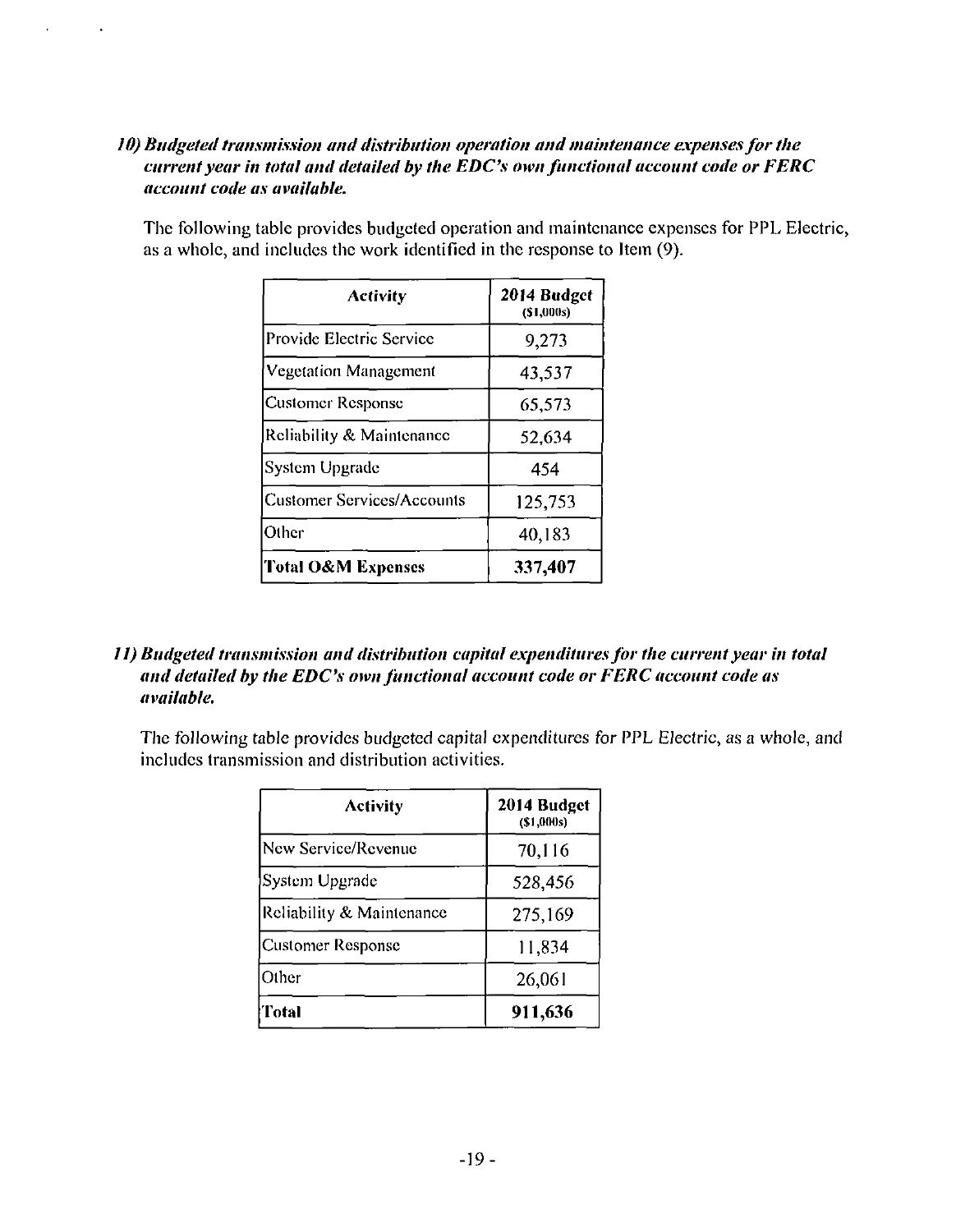***10) Budgeted transmission and distribution operation and maintenance expenses for the current year in total and detailed by the EDC's own functional account code or FERC account code as available.***

The following table provides budgeted operation and maintenance expenses for PPL Electric, as a whole, and includes the work identified in the response to Item (9).

| Activity | 2014 Budget ($1,000s) |
|---|---|
| Provide Electric Service | 9,273 |
| Vegetation Management | 43,537 |
| Customer Response | 65,573 |
| Reliability & Maintenance | 52,634 |
| System Upgrade | 454 |
| Customer Services/Accounts | 125,753 |
| Other | 40,183 |
| **Total O&M Expenses** | **337,407** |

***11) Budgeted transmission and distribution capital expenditures for the current year in total and detailed by the EDC's own functional account code or FERC account code as available.***

The following table provides budgeted capital expenditures for PPL Electric, as a whole, and includes transmission and distribution activities.

| Activity | 2014 Budget ($1,000s) |
|---|---|
| New Service/Revenue | 70,116 |
| System Upgrade | 528,456 |
| Reliability & Maintenance | 275,169 |
| Customer Response | 11,834 |
| Other | 26,061 |
| **Total** | **911,636** |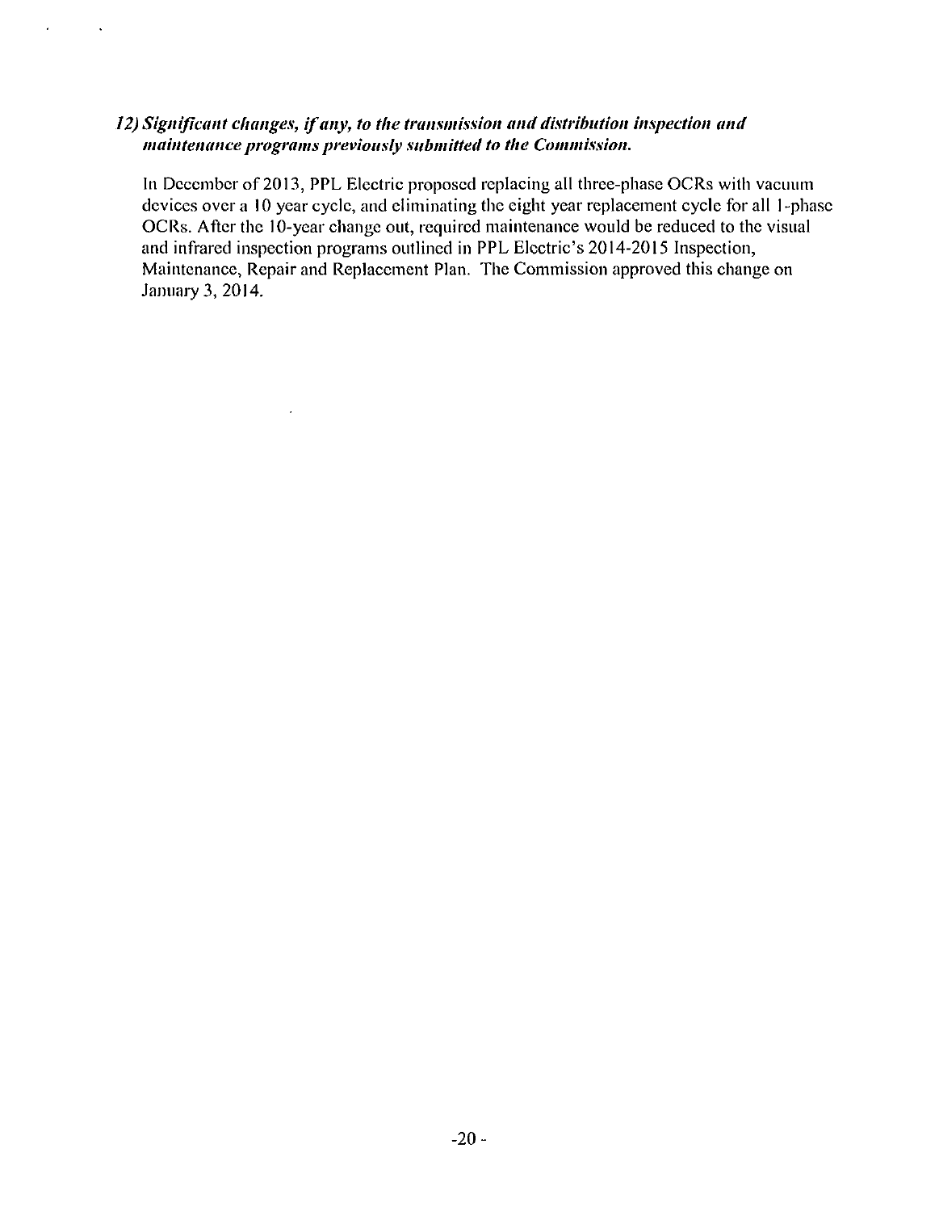*12) Significant changes, if any, to the transmission and distribution inspection and maintenance programs previously submitted to the Commission.*

In December of 2013, PPL Electric proposed replacing all three-phase OCRs with vacuum devices over a 10 year cycle, and eliminating the eight year replacement cycle for all 1-phase OCRs. After the 10-year change out, required maintenance would be reduced to the visual and infrared inspection programs outlined in PPL Electric's 2014-2015 Inspection, Maintenance, Repair and Replacement Plan. The Commission approved this change on January 3, 2014.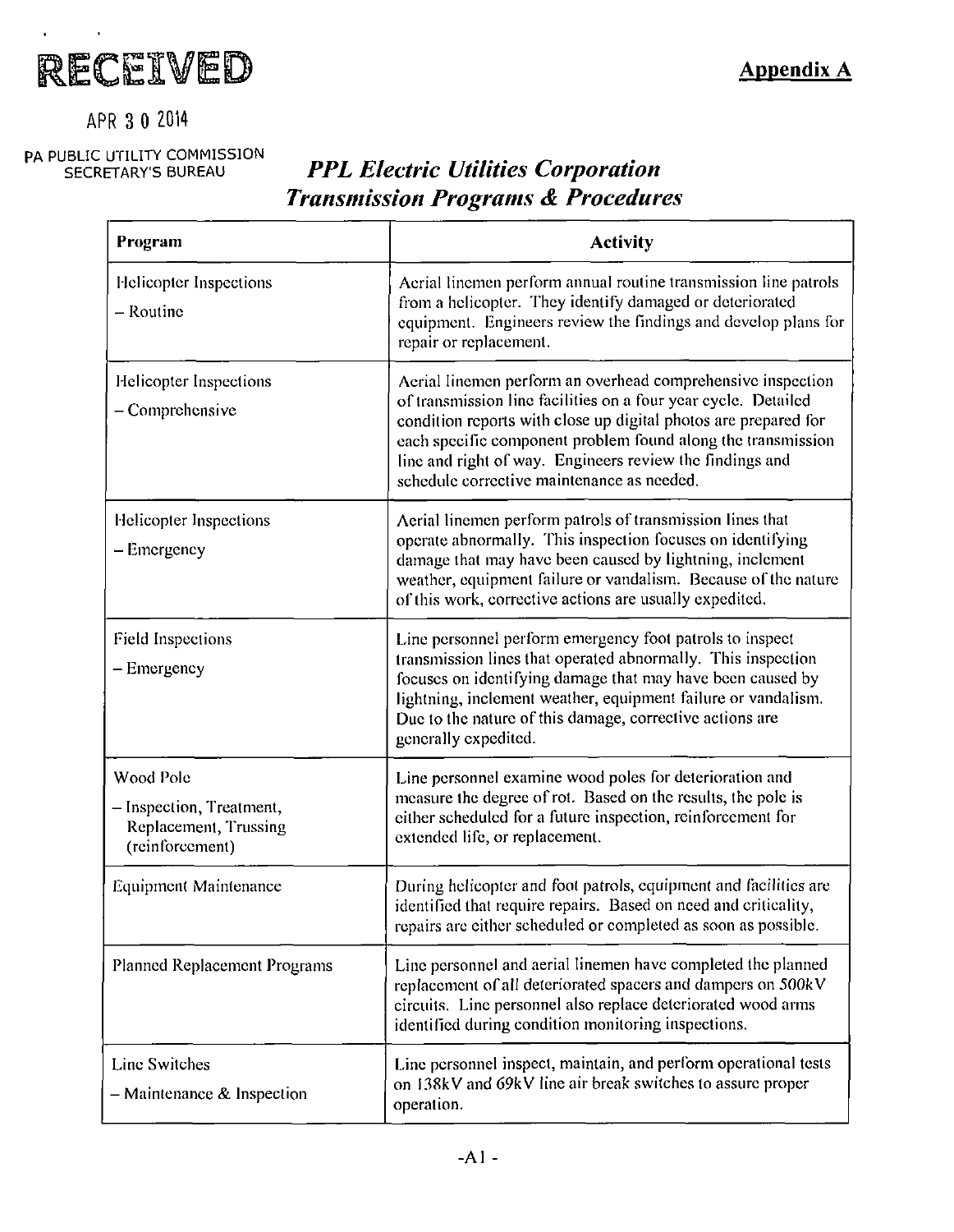RECEIVED

APR 30 2014

PA PUBLIC UTILITY COMMISSION
SECRETARY'S BUREAU

**Appendix A**

## *PPL Electric Utilities Corporation*
## *Transmission Programs & Procedures*

| Program | Activity |
|---|---|
| Helicopter Inspections – Routine | Aerial linemen perform annual routine transmission line patrols from a helicopter. They identify damaged or deteriorated equipment. Engineers review the findings and develop plans for repair or replacement. |
| Helicopter Inspections – Comprehensive | Aerial linemen perform an overhead comprehensive inspection of transmission line facilities on a four year cycle. Detailed condition reports with close up digital photos are prepared for each specific component problem found along the transmission line and right of way. Engineers review the findings and schedule corrective maintenance as needed. |
| Helicopter Inspections – Emergency | Aerial linemen perform patrols of transmission lines that operate abnormally. This inspection focuses on identifying damage that may have been caused by lightning, inclement weather, equipment failure or vandalism. Because of the nature of this work, corrective actions are usually expedited. |
| Field Inspections – Emergency | Line personnel perform emergency foot patrols to inspect transmission lines that operated abnormally. This inspection focuses on identifying damage that may have been caused by lightning, inclement weather, equipment failure or vandalism. Due to the nature of this damage, corrective actions are generally expedited. |
| Wood Pole – Inspection, Treatment, Replacement, Trussing (reinforcement) | Line personnel examine wood poles for deterioration and measure the degree of rot. Based on the results, the pole is either scheduled for a future inspection, reinforcement for extended life, or replacement. |
| Equipment Maintenance | During helicopter and foot patrols, equipment and facilities are identified that require repairs. Based on need and criticality, repairs are either scheduled or completed as soon as possible. |
| Planned Replacement Programs | Line personnel and aerial linemen have completed the planned replacement of all deteriorated spacers and dampers on 500kV circuits. Line personnel also replace deteriorated wood arms identified during condition monitoring inspections. |
| Line Switches – Maintenance & Inspection | Line personnel inspect, maintain, and perform operational tests on 138kV and 69kV line air break switches to assure proper operation. |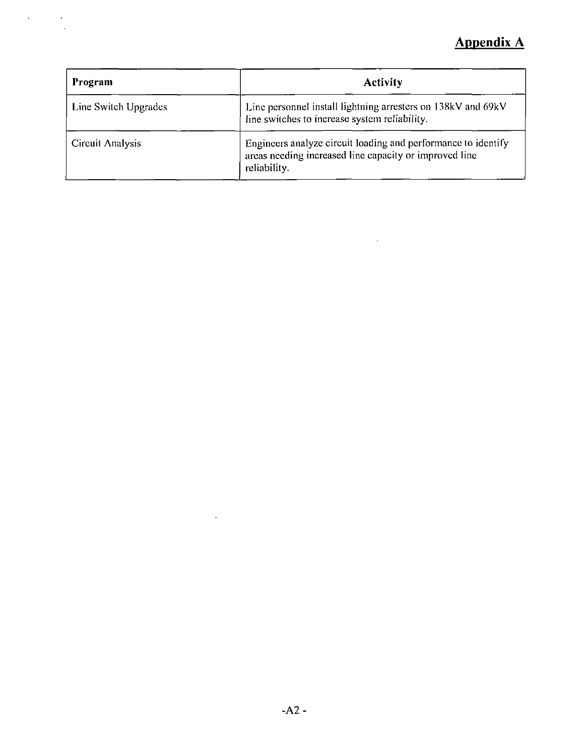## Appendix A

| Program | Activity |
| --- | --- |
| Line Switch Upgrades | Line personnel install lightning arresters on 138kV and 69kV line switches to increase system reliability. |
| Circuit Analysis | Engineers analyze circuit loading and performance to identify areas needing increased line capacity or improved line reliability. |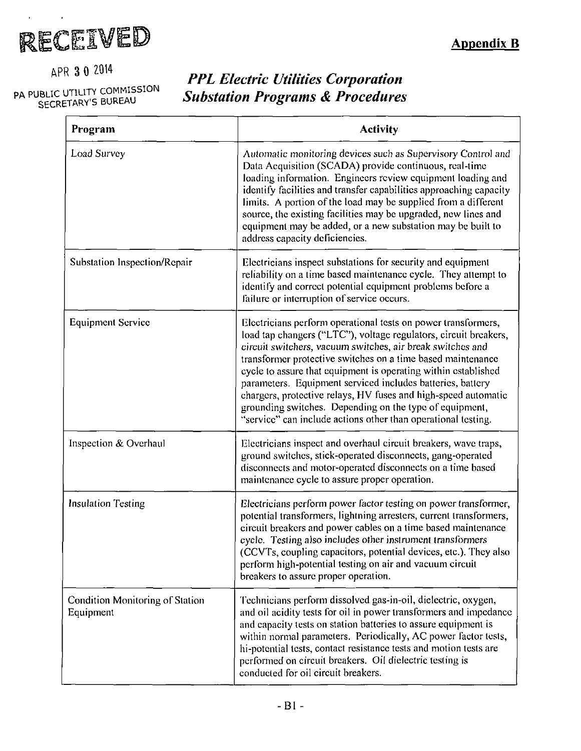RECEIVED

APR 3 0 2014

PA PUBLIC UTILITY COMMISSION
SECRETARY'S BUREAU

**Appendix B**

## *PPL Electric Utilities Corporation Substation Programs & Procedures*

| Program | Activity |
|---|---|
| Load Survey | Automatic monitoring devices such as Supervisory Control and Data Acquisition (SCADA) provide continuous, real-time loading information. Engineers review equipment loading and identify facilities and transfer capabilities approaching capacity limits. A portion of the load may be supplied from a different source, the existing facilities may be upgraded, new lines and equipment may be added, or a new substation may be built to address capacity deficiencies. |
| Substation Inspection/Repair | Electricians inspect substations for security and equipment reliability on a time based maintenance cycle. They attempt to identify and correct potential equipment problems before a failure or interruption of service occurs. |
| Equipment Service | Electricians perform operational tests on power transformers, load tap changers ("LTC"), voltage regulators, circuit breakers, circuit switchers, vacuum switches, air break switches and transformer protective switches on a time based maintenance cycle to assure that equipment is operating within established parameters. Equipment serviced includes batteries, battery chargers, protective relays, HV fuses and high-speed automatic grounding switches. Depending on the type of equipment, "service" can include actions other than operational testing. |
| Inspection & Overhaul | Electricians inspect and overhaul circuit breakers, wave traps, ground switches, stick-operated disconnects, gang-operated disconnects and motor-operated disconnects on a time based maintenance cycle to assure proper operation. |
| Insulation Testing | Electricians perform power factor testing on power transformer, potential transformers, lightning arresters, current transformers, circuit breakers and power cables on a time based maintenance cycle. Testing also includes other instrument transformers (CCVTs, coupling capacitors, potential devices, etc.). They also perform high-potential testing on air and vacuum circuit breakers to assure proper operation. |
| Condition Monitoring of Station Equipment | Technicians perform dissolved gas-in-oil, dielectric, oxygen, and oil acidity tests for oil in power transformers and impedance and capacity tests on station batteries to assure equipment is within normal parameters. Periodically, AC power factor tests, hi-potential tests, contact resistance tests and motion tests are performed on circuit breakers. Oil dielectric testing is conducted for oil circuit breakers. |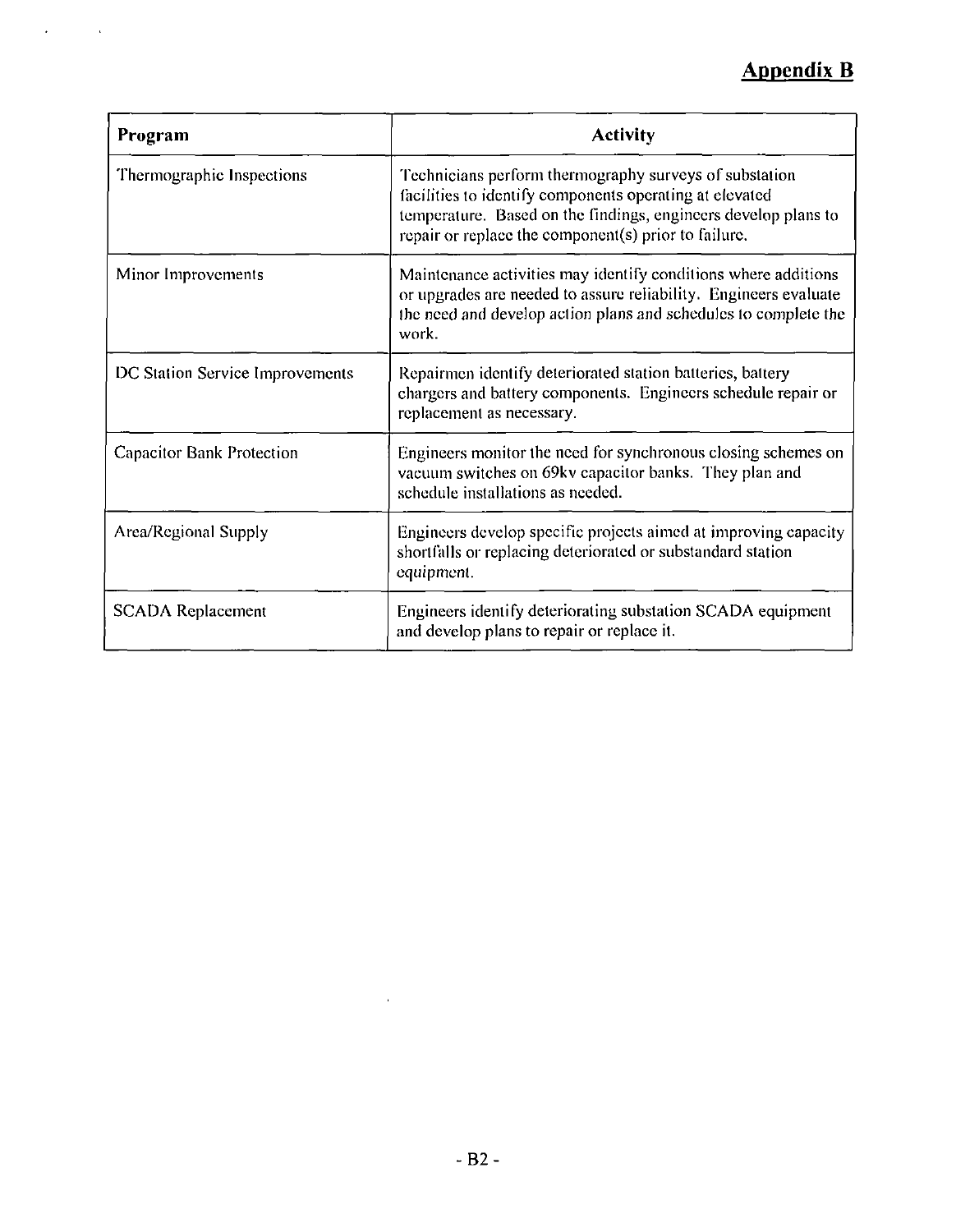**Appendix B**

| Program | Activity |
| --- | --- |
| Thermographic Inspections | Technicians perform thermography surveys of substation facilities to identify components operating at elevated temperature. Based on the findings, engineers develop plans to repair or replace the component(s) prior to failure. |
| Minor Improvements | Maintenance activities may identify conditions where additions or upgrades are needed to assure reliability. Engineers evaluate the need and develop action plans and schedules to complete the work. |
| DC Station Service Improvements | Repairmen identify deteriorated station batteries, battery chargers and battery components. Engineers schedule repair or replacement as necessary. |
| Capacitor Bank Protection | Engineers monitor the need for synchronous closing schemes on vacuum switches on 69kv capacitor banks. They plan and schedule installations as needed. |
| Area/Regional Supply | Engineers develop specific projects aimed at improving capacity shortfalls or replacing deteriorated or substandard station equipment. |
| SCADA Replacement | Engineers identify deteriorating substation SCADA equipment and develop plans to repair or replace it. |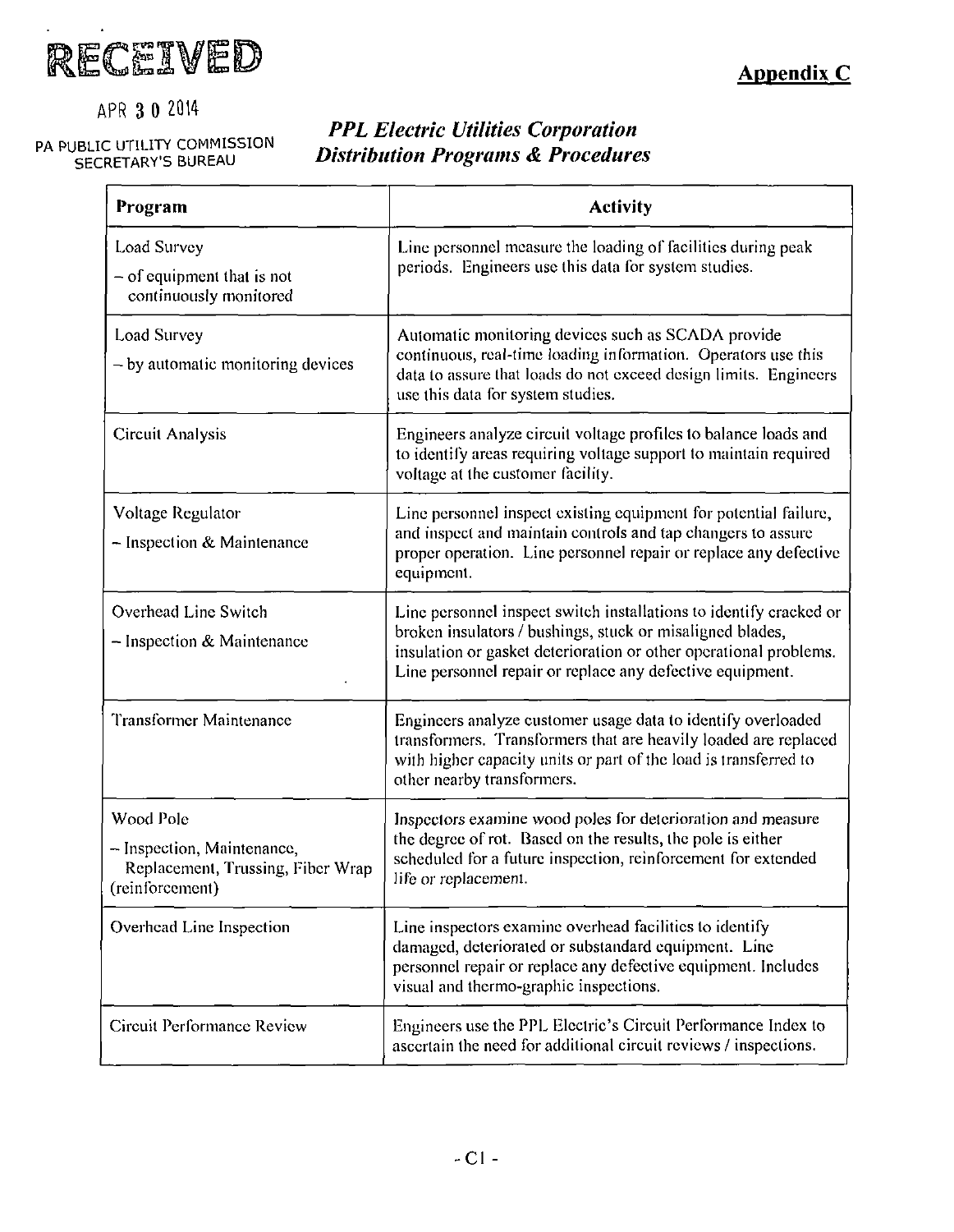RECEIVED

APR 3 0 2014

PA PUBLIC UTILITY COMMISSION
SECRETARY'S BUREAU

**Appendix C**

## *PPL Electric Utilities Corporation*
## *Distribution Programs & Procedures*

| Program | Activity |
|---|---|
| Load Survey<br>– of equipment that is not continuously monitored | Line personnel measure the loading of facilities during peak periods. Engineers use this data for system studies. |
| Load Survey<br>– by automatic monitoring devices | Automatic monitoring devices such as SCADA provide continuous, real-time loading information. Operators use this data to assure that loads do not exceed design limits. Engineers use this data for system studies. |
| Circuit Analysis | Engineers analyze circuit voltage profiles to balance loads and to identify areas requiring voltage support to maintain required voltage at the customer facility. |
| Voltage Regulator<br>– Inspection & Maintenance | Line personnel inspect existing equipment for potential failure, and inspect and maintain controls and tap changers to assure proper operation. Line personnel repair or replace any defective equipment. |
| Overhead Line Switch<br>– Inspection & Maintenance | Line personnel inspect switch installations to identify cracked or broken insulators / bushings, stuck or misaligned blades, insulation or gasket deterioration or other operational problems. Line personnel repair or replace any defective equipment. |
| Transformer Maintenance | Engineers analyze customer usage data to identify overloaded transformers. Transformers that are heavily loaded are replaced with higher capacity units or part of the load is transferred to other nearby transformers. |
| Wood Pole<br>– Inspection, Maintenance, Replacement, Trussing, Fiber Wrap (reinforcement) | Inspectors examine wood poles for deterioration and measure the degree of rot. Based on the results, the pole is either scheduled for a future inspection, reinforcement for extended life or replacement. |
| Overhead Line Inspection | Line inspectors examine overhead facilities to identify damaged, deteriorated or substandard equipment. Line personnel repair or replace any defective equipment. Includes visual and thermo-graphic inspections. |
| Circuit Performance Review | Engineers use the PPL Electric's Circuit Performance Index to ascertain the need for additional circuit reviews / inspections. |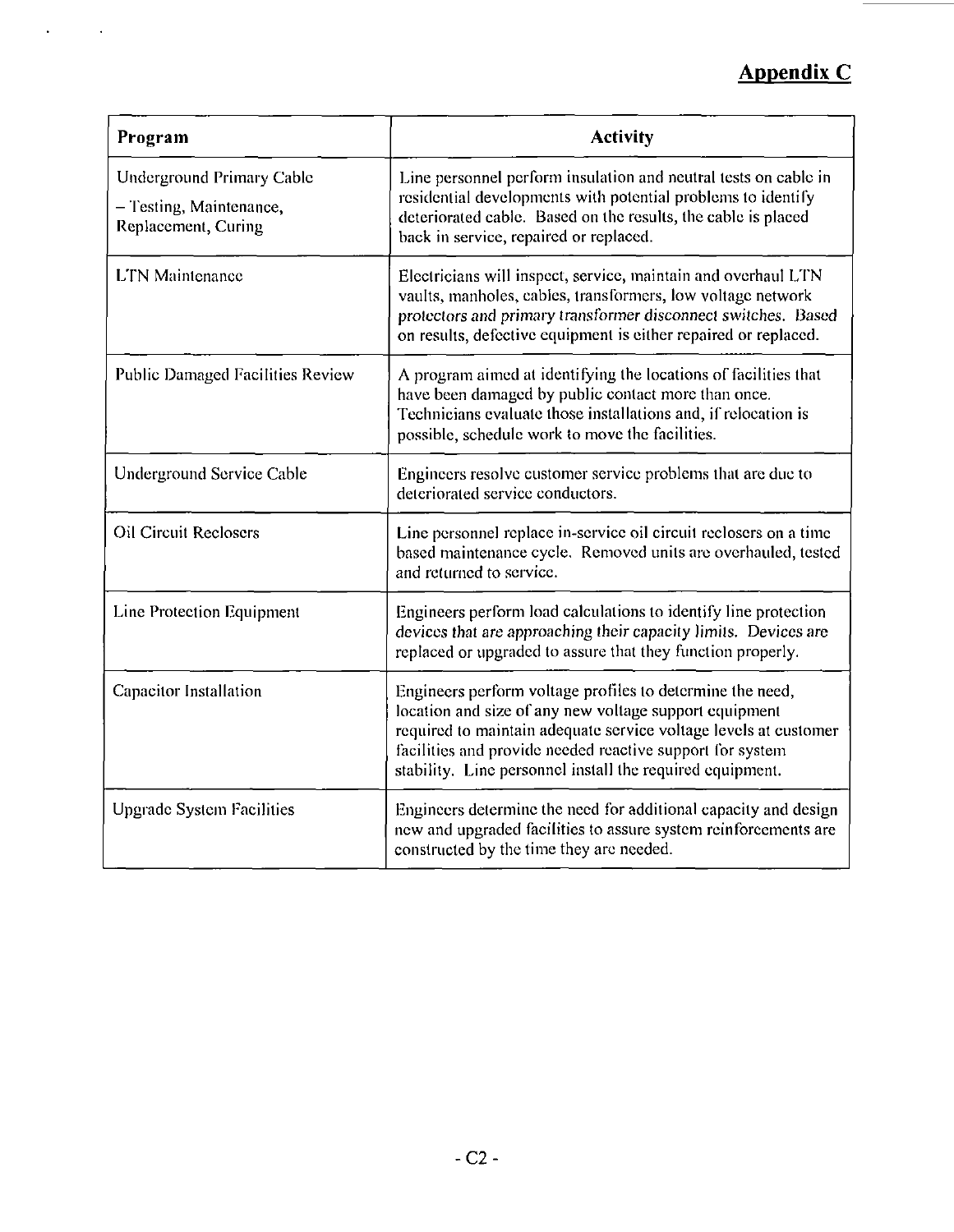## Appendix C

| Program | Activity |
|---|---|
| Underground Primary Cable – Testing, Maintenance, Replacement, Curing | Line personnel perform insulation and neutral tests on cable in residential developments with potential problems to identify deteriorated cable. Based on the results, the cable is placed back in service, repaired or replaced. |
| LTN Maintenance | Electricians will inspect, service, maintain and overhaul LTN vaults, manholes, cables, transformers, low voltage network protectors and primary transformer disconnect switches. Based on results, defective equipment is either repaired or replaced. |
| Public Damaged Facilities Review | A program aimed at identifying the locations of facilities that have been damaged by public contact more than once. Technicians evaluate those installations and, if relocation is possible, schedule work to move the facilities. |
| Underground Service Cable | Engineers resolve customer service problems that are due to deteriorated service conductors. |
| Oil Circuit Reclosers | Line personnel replace in-service oil circuit reclosers on a time based maintenance cycle. Removed units are overhauled, tested and returned to service. |
| Line Protection Equipment | Engineers perform load calculations to identify line protection devices that are approaching their capacity limits. Devices are replaced or upgraded to assure that they function properly. |
| Capacitor Installation | Engineers perform voltage profiles to determine the need, location and size of any new voltage support equipment required to maintain adequate service voltage levels at customer facilities and provide needed reactive support for system stability. Line personnel install the required equipment. |
| Upgrade System Facilities | Engineers determine the need for additional capacity and design new and upgraded facilities to assure system reinforcements are constructed by the time they are needed. |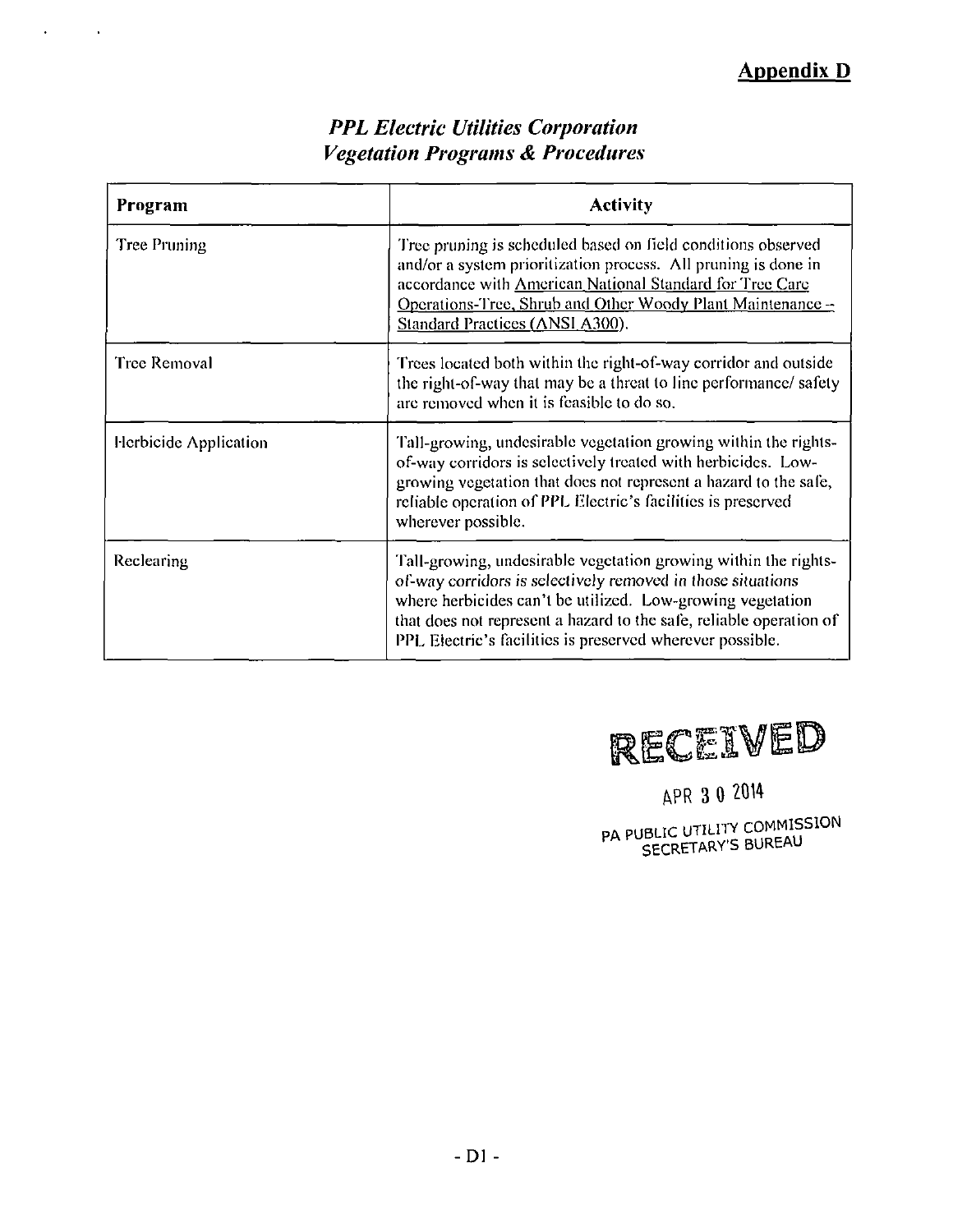**Appendix D**

## *PPL Electric Utilities Corporation*
## *Vegetation Programs & Procedures*

| Program | Activity |
|---|---|
| Tree Pruning | Tree pruning is scheduled based on field conditions observed and/or a system prioritization process. All pruning is done in accordance with American National Standard for Tree Care Operations-Tree, Shrub and Other Woody Plant Maintenance -- Standard Practices (ANSI A300). |
| Tree Removal | Trees located both within the right-of-way corridor and outside the right-of-way that may be a threat to line performance/ safety are removed when it is feasible to do so. |
| Herbicide Application | Tall-growing, undesirable vegetation growing within the rights-of-way corridors is selectively treated with herbicides. Low-growing vegetation that does not represent a hazard to the safe, reliable operation of PPL Electric's facilities is preserved wherever possible. |
| Reclearing | Tall-growing, undesirable vegetation growing within the rights-of-way corridors is selectively removed in those situations where herbicides can't be utilized. Low-growing vegetation that does not represent a hazard to the safe, reliable operation of PPL Electric's facilities is preserved wherever possible. |

RECEIVED

APR 30 2014

PA PUBLIC UTILITY COMMISSION
SECRETARY'S BUREAU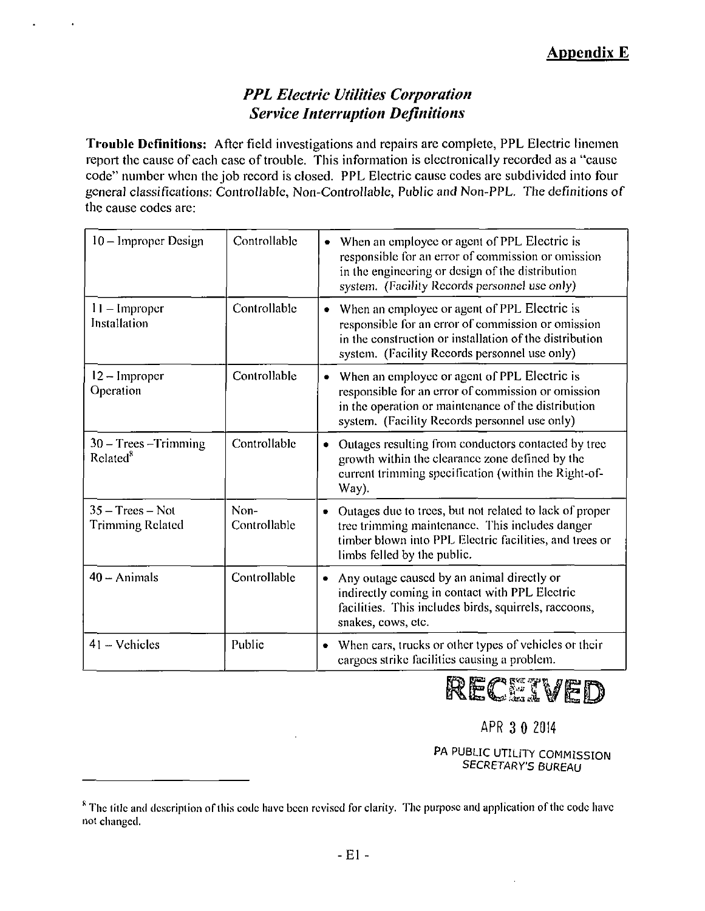**Appendix E**

## *PPL Electric Utilities Corporation*
## *Service Interruption Definitions*

**Trouble Definitions:** After field investigations and repairs are complete, PPL Electric linemen report the cause of each case of trouble. This information is electronically recorded as a "cause code" number when the job record is closed. PPL Electric cause codes are subdivided into four general classifications: Controllable, Non-Controllable, Public and Non-PPL. The definitions of the cause codes are:

| | | |
|---|---|---|
| 10 – Improper Design | Controllable | • When an employee or agent of PPL Electric is responsible for an error of commission or omission in the engineering or design of the distribution system. *(Facility Records personnel use only)* |
| 11 – Improper Installation | Controllable | • When an employee or agent of PPL Electric is responsible for an error of commission or omission in the construction or installation of the distribution system. (Facility Records personnel use only) |
| 12 – Improper Operation | Controllable | • When an employee or agent of PPL Electric is responsible for an error of commission or omission in the operation or maintenance of the distribution system. (Facility Records personnel use only) |
| 30 – Trees –Trimming Related[8] | Controllable | • Outages resulting from conductors contacted by tree growth within the clearance zone defined by the current trimming specification (within the Right-of-Way). |
| 35 – Trees – Not Trimming Related | Non-Controllable | • Outages due to trees, but not related to lack of proper tree trimming maintenance. This includes danger timber blown into PPL Electric facilities, and trees or limbs felled by the public. |
| 40 – Animals | Controllable | • Any outage caused by an animal directly or indirectly coming in contact with PPL Electric facilities. This includes birds, squirrels, raccoons, snakes, cows, etc. |
| 41 – Vehicles | Public | • When cars, trucks or other types of vehicles or their cargoes strike facilities causing a problem. |

RECEIVED

APR 30 2014

PA PUBLIC UTILITY COMMISSION
SECRETARY'S BUREAU

[8] The title and description of this code have been revised for clarity. The purpose and application of the code have not changed.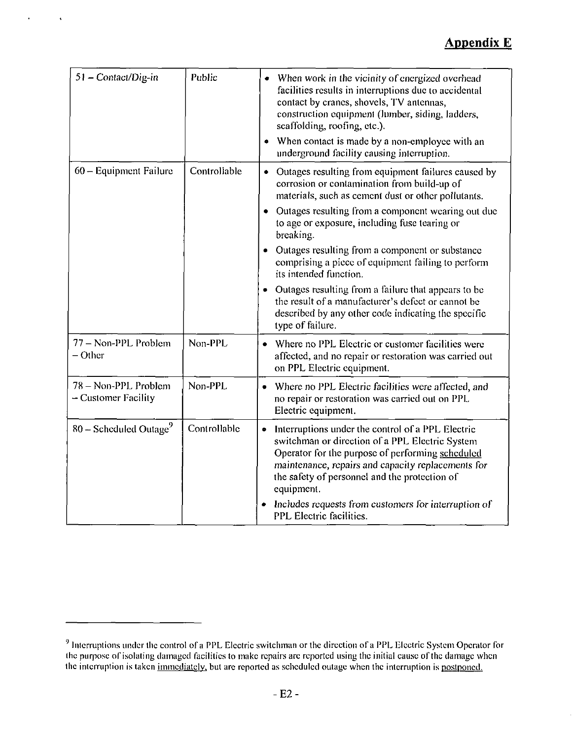## Appendix E

| | | |
|---|---|---|
| 51 – Contact/Dig-in | Public | • When work in the vicinity of energized overhead facilities results in interruptions due to accidental contact by cranes, shovels, TV antennas, construction equipment (lumber, siding, ladders, scaffolding, roofing, etc.).<br>• When contact is made by a non-employee with an underground facility causing interruption. |
| 60 – Equipment Failure | Controllable | • Outages resulting from equipment failures caused by corrosion or contamination from build-up of materials, such as cement dust or other pollutants.<br>• Outages resulting from a component wearing out due to age or exposure, including fuse tearing or breaking.<br>• Outages resulting from a component or substance comprising a piece of equipment failing to perform its intended function.<br>• Outages resulting from a failure that appears to be the result of a manufacturer's defect or cannot be described by any other code indicating the specific type of failure. |
| 77 – Non-PPL Problem – Other | Non-PPL | • Where no PPL Electric or customer facilities were affected, and no repair or restoration was carried out on PPL Electric equipment. |
| 78 – Non-PPL Problem – Customer Facility | Non-PPL | • Where no PPL Electric facilities were affected, and no repair or restoration was carried out on PPL Electric equipment. |
| 80 – Scheduled Outage[9] | Controllable | • Interruptions under the control of a PPL Electric switchman or direction of a PPL Electric System Operator for the purpose of performing <u>scheduled</u> *maintenance, repairs and capacity replacements for* the safety of personnel and the protection of equipment.<br>• *Includes requests from customers for interruption of* PPL Electric facilities. |

[9] Interruptions under the control of a PPL Electric switchman or the direction of a PPL Electric System Operator for the purpose of isolating damaged facilities to make repairs are reported using the initial cause of the damage when the interruption is taken <u>immediately</u>, but are reported as scheduled outage when the interruption is <u>postponed.</u>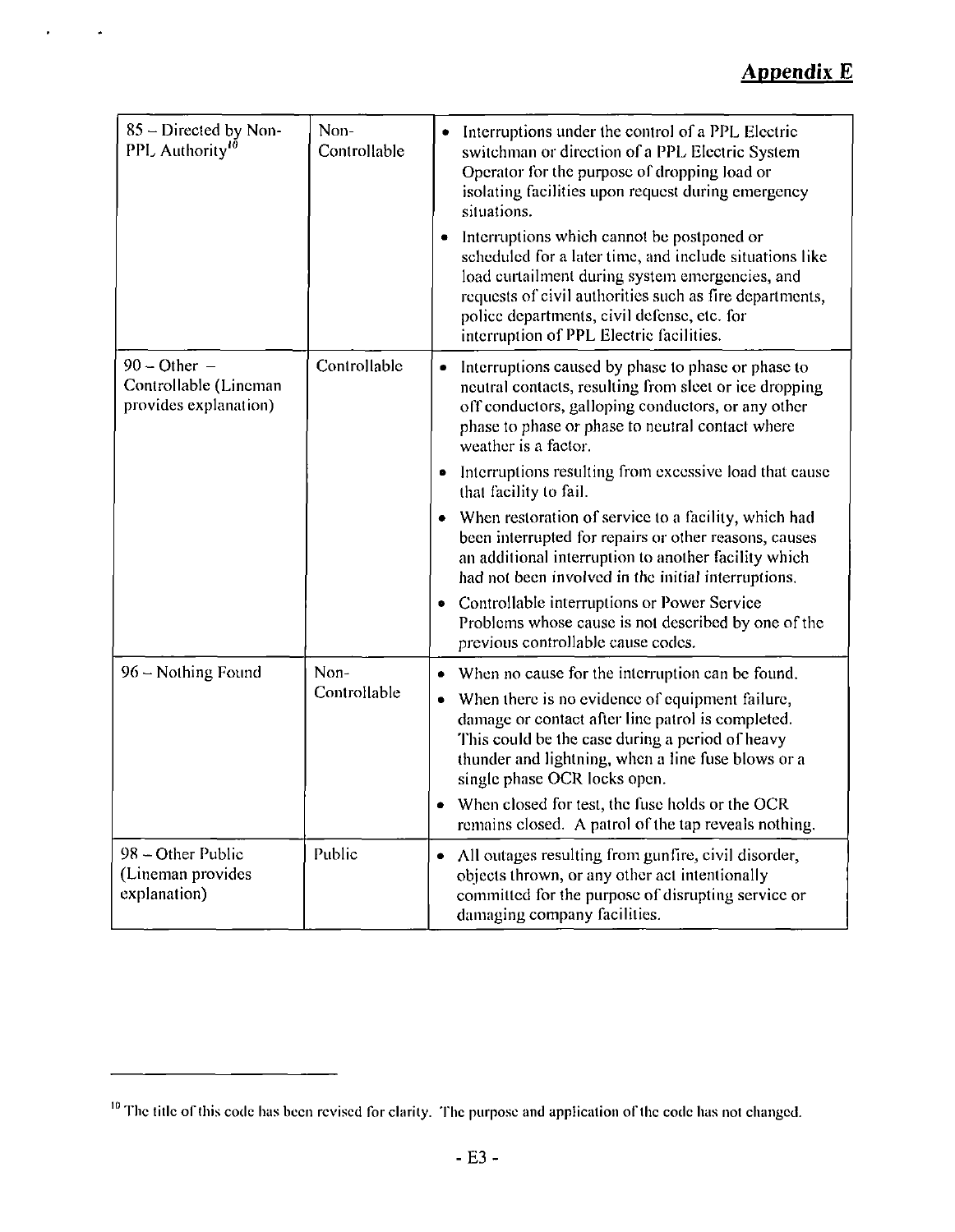## Appendix E

| | | |
|---|---|---|
| 85 – Directed by Non-PPL Authority[10] | Non-Controllable | • Interruptions under the control of a PPL Electric switchman or direction of a PPL Electric System Operator for the purpose of dropping load or isolating facilities upon request during emergency situations.<br>• Interruptions which cannot be postponed or scheduled for a later time, and include situations like load curtailment during system emergencies, and requests of civil authorities such as fire departments, police departments, civil defense, etc. for interruption of PPL Electric facilities. |
| 90 – Other – Controllable (Lineman provides explanation) | Controllable | • Interruptions caused by phase to phase or phase to neutral contacts, resulting from sleet or ice dropping off conductors, galloping conductors, or any other phase to phase or phase to neutral contact where weather is a factor.<br>• Interruptions resulting from excessive load that cause that facility to fail.<br>• When restoration of service to a facility, which had been interrupted for repairs or other reasons, causes an additional interruption to another facility which had not been involved in the initial interruptions.<br>• Controllable interruptions or Power Service Problems whose cause is not described by one of the previous controllable cause codes. |
| 96 – Nothing Found | Non-Controllable | • When no cause for the interruption can be found.<br>• When there is no evidence of equipment failure, damage or contact after line patrol is completed. This could be the case during a period of heavy thunder and lightning, when a line fuse blows or a single phase OCR locks open.<br>• When closed for test, the fuse holds or the OCR remains closed. A patrol of the tap reveals nothing. |
| 98 – Other Public (Lineman provides explanation) | Public | • All outages resulting from gunfire, civil disorder, objects thrown, or any other act intentionally committed for the purpose of disrupting service or damaging company facilities. |

[10] The title of this code has been revised for clarity. The purpose and application of the code has not changed.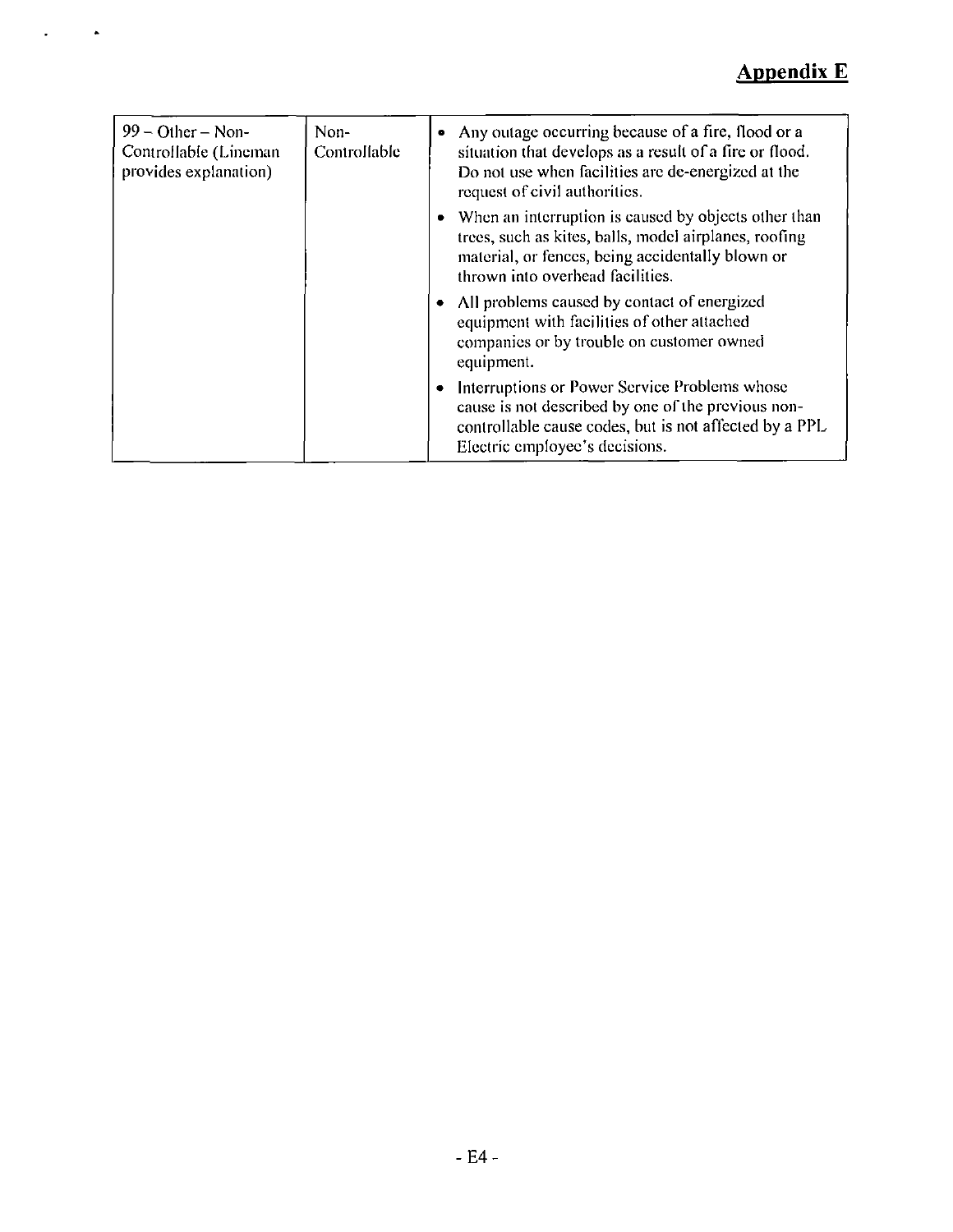**Appendix E**

| | | |
|---|---|---|
| 99 – Other – Non-Controllable (Lineman provides explanation) | Non-Controllable | • Any outage occurring because of a fire, flood or a situation that develops as a result of a fire or flood. Do not use when facilities are de-energized at the request of civil authorities.<br>• When an interruption is caused by objects other than trees, such as kites, balls, model airplanes, roofing material, or fences, being accidentally blown or thrown into overhead facilities.<br>• All problems caused by contact of energized equipment with facilities of other attached companies or by trouble on customer owned equipment.<br>• Interruptions or Power Service Problems whose cause is not described by one of the previous non-controllable cause codes, but is not affected by a PPL Electric employee's decisions. |